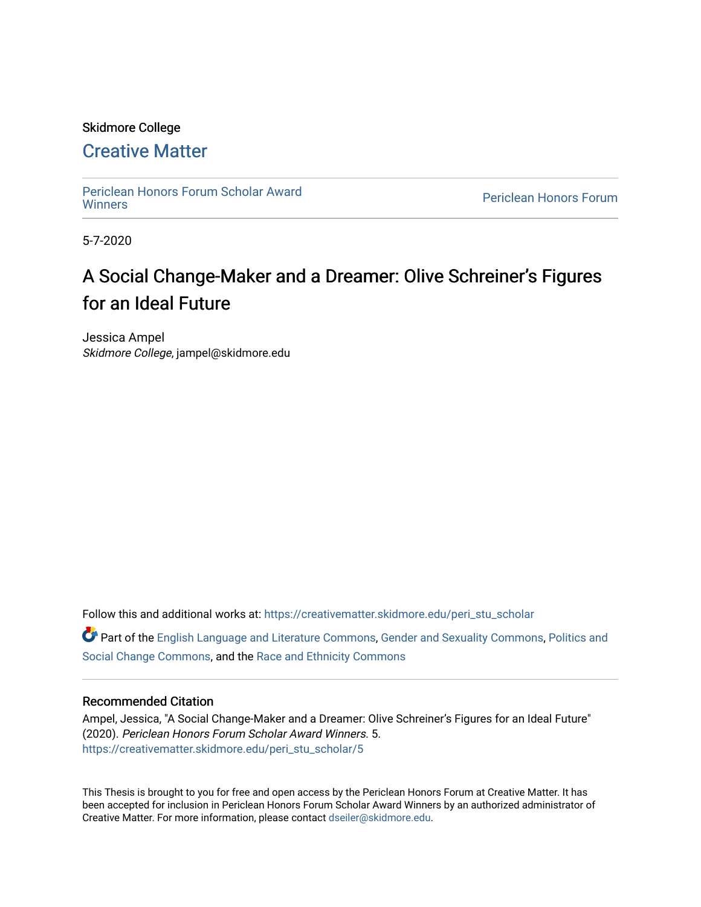Skidmore College

# Creative Matter

Periclean Honors Forum Scholar Award Winners

Periclean Honors Forum

5-7-2020

## A Social Change-Maker and a Dreamer: Olive Schreiner's Figures for an Ideal Future

Jessica Ampel
*Skidmore College*, jampel@skidmore.edu

Follow this and additional works at: https://creativematter.skidmore.edu/peri_stu_scholar

Part of the English Language and Literature Commons, Gender and Sexuality Commons, Politics and Social Change Commons, and the Race and Ethnicity Commons

### Recommended Citation

Ampel, Jessica, "A Social Change-Maker and a Dreamer: Olive Schreiner's Figures for an Ideal Future" (2020). *Periclean Honors Forum Scholar Award Winners*. 5.
https://creativematter.skidmore.edu/peri_stu_scholar/5

This Thesis is brought to you for free and open access by the Periclean Honors Forum at Creative Matter. It has been accepted for inclusion in Periclean Honors Forum Scholar Award Winners by an authorized administrator of Creative Matter. For more information, please contact dseiler@skidmore.edu.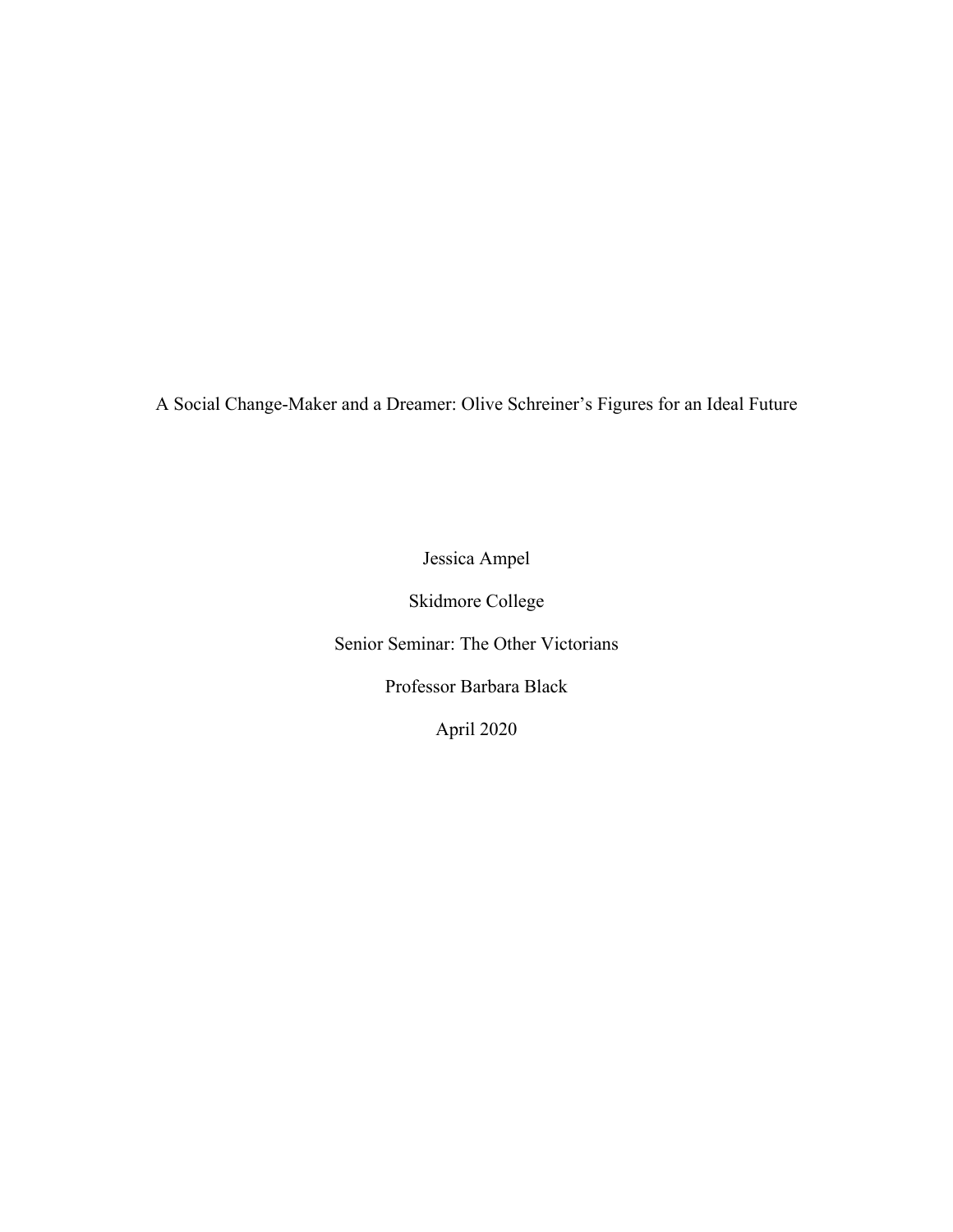# A Social Change-Maker and a Dreamer: Olive Schreiner's Figures for an Ideal Future

Jessica Ampel

Skidmore College

Senior Seminar: The Other Victorians

Professor Barbara Black

April 2020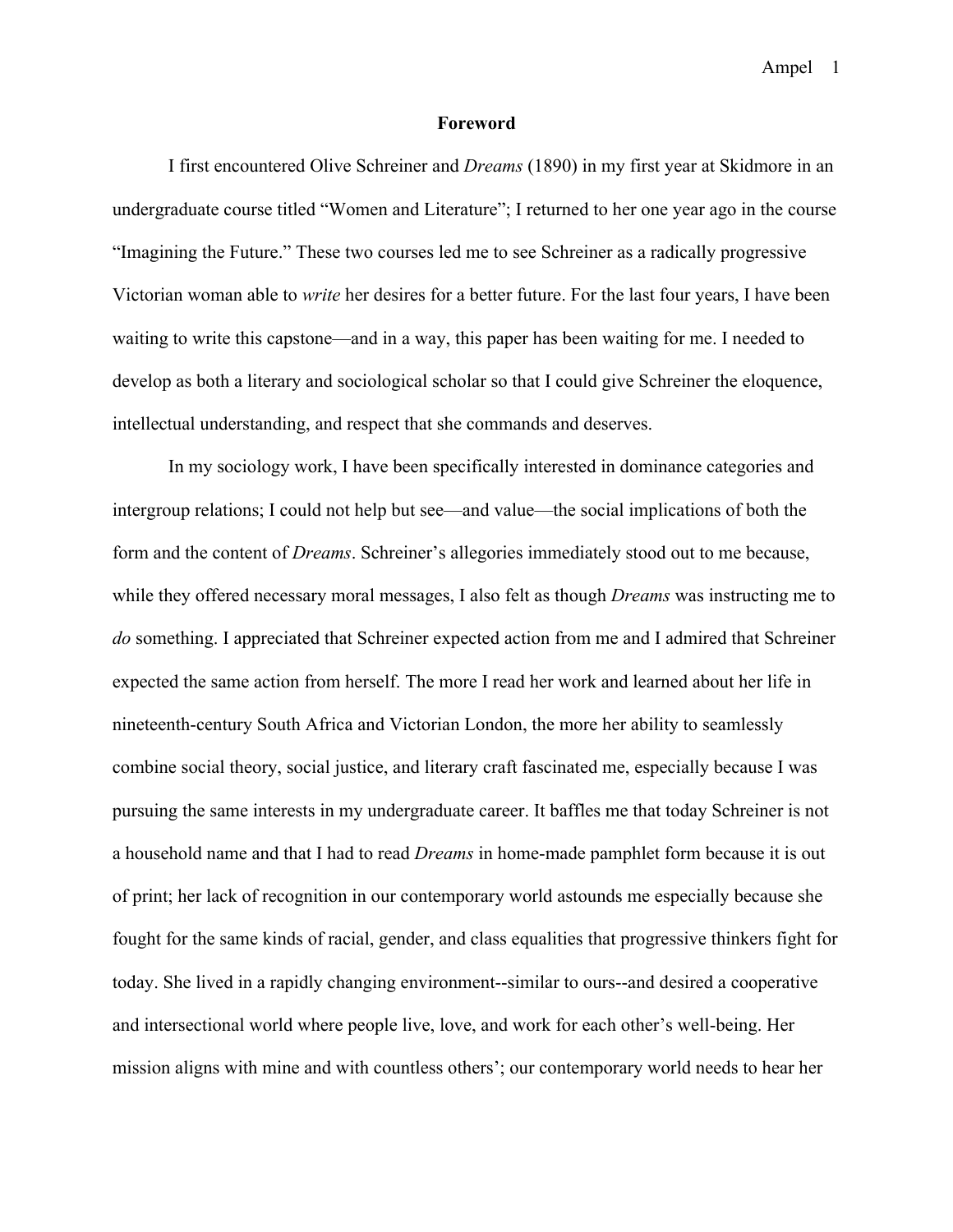# Foreword

I first encountered Olive Schreiner and *Dreams* (1890) in my first year at Skidmore in an undergraduate course titled "Women and Literature"; I returned to her one year ago in the course "Imagining the Future." These two courses led me to see Schreiner as a radically progressive Victorian woman able to *write* her desires for a better future. For the last four years, I have been waiting to write this capstone—and in a way, this paper has been waiting for me. I needed to develop as both a literary and sociological scholar so that I could give Schreiner the eloquence, intellectual understanding, and respect that she commands and deserves.

In my sociology work, I have been specifically interested in dominance categories and intergroup relations; I could not help but see—and value—the social implications of both the form and the content of *Dreams*. Schreiner's allegories immediately stood out to me because, while they offered necessary moral messages, I also felt as though *Dreams* was instructing me to *do* something. I appreciated that Schreiner expected action from me and I admired that Schreiner expected the same action from herself. The more I read her work and learned about her life in nineteenth-century South Africa and Victorian London, the more her ability to seamlessly combine social theory, social justice, and literary craft fascinated me, especially because I was pursuing the same interests in my undergraduate career. It baffles me that today Schreiner is not a household name and that I had to read *Dreams* in home-made pamphlet form because it is out of print; her lack of recognition in our contemporary world astounds me especially because she fought for the same kinds of racial, gender, and class equalities that progressive thinkers fight for today. She lived in a rapidly changing environment--similar to ours--and desired a cooperative and intersectional world where people live, love, and work for each other's well-being. Her mission aligns with mine and with countless others'; our contemporary world needs to hear her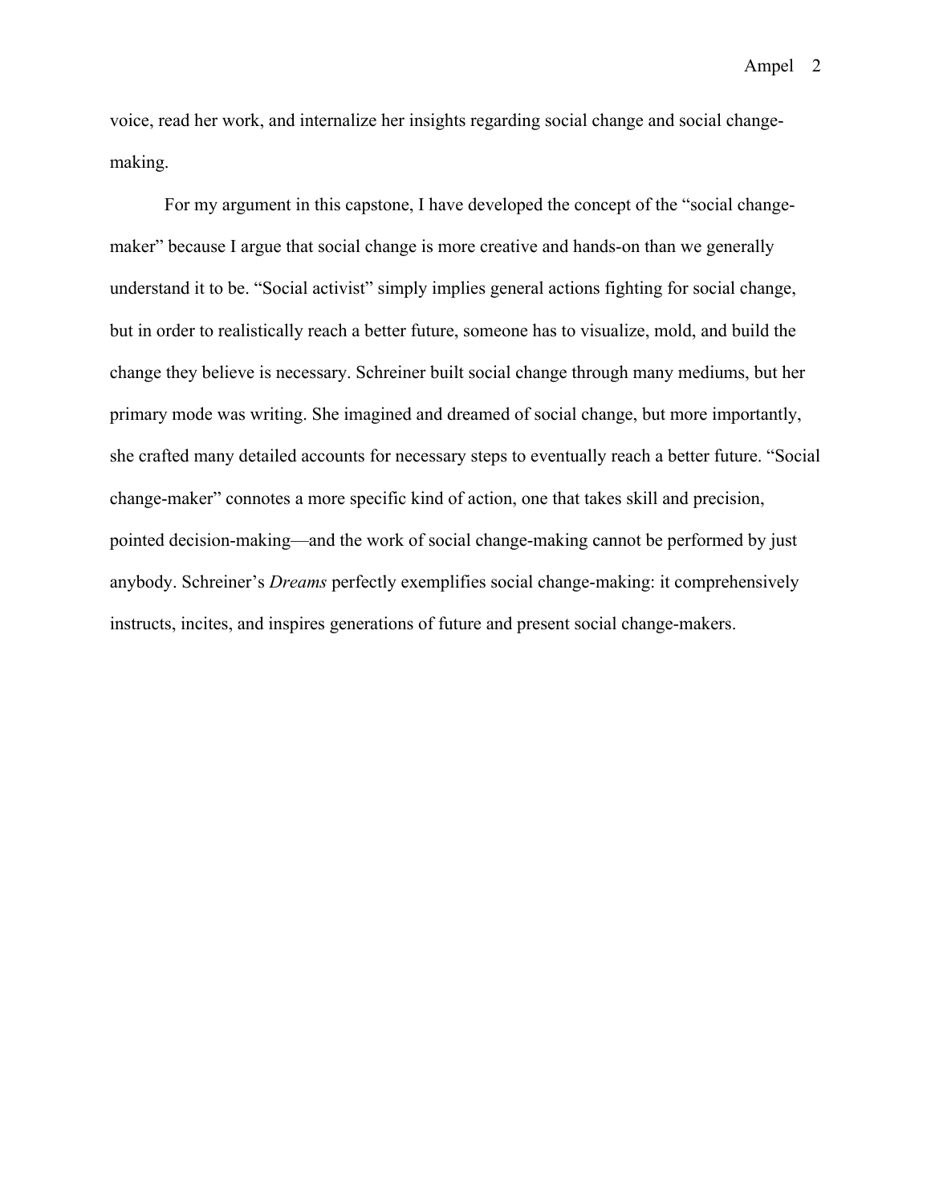voice, read her work, and internalize her insights regarding social change and social change-making.

For my argument in this capstone, I have developed the concept of the "social change-maker" because I argue that social change is more creative and hands-on than we generally understand it to be. "Social activist" simply implies general actions fighting for social change, but in order to realistically reach a better future, someone has to visualize, mold, and build the change they believe is necessary. Schreiner built social change through many mediums, but her primary mode was writing. She imagined and dreamed of social change, but more importantly, she crafted many detailed accounts for necessary steps to eventually reach a better future. "Social change-maker" connotes a more specific kind of action, one that takes skill and precision, pointed decision-making—and the work of social change-making cannot be performed by just anybody. Schreiner's *Dreams* perfectly exemplifies social change-making: it comprehensively instructs, incites, and inspires generations of future and present social change-makers.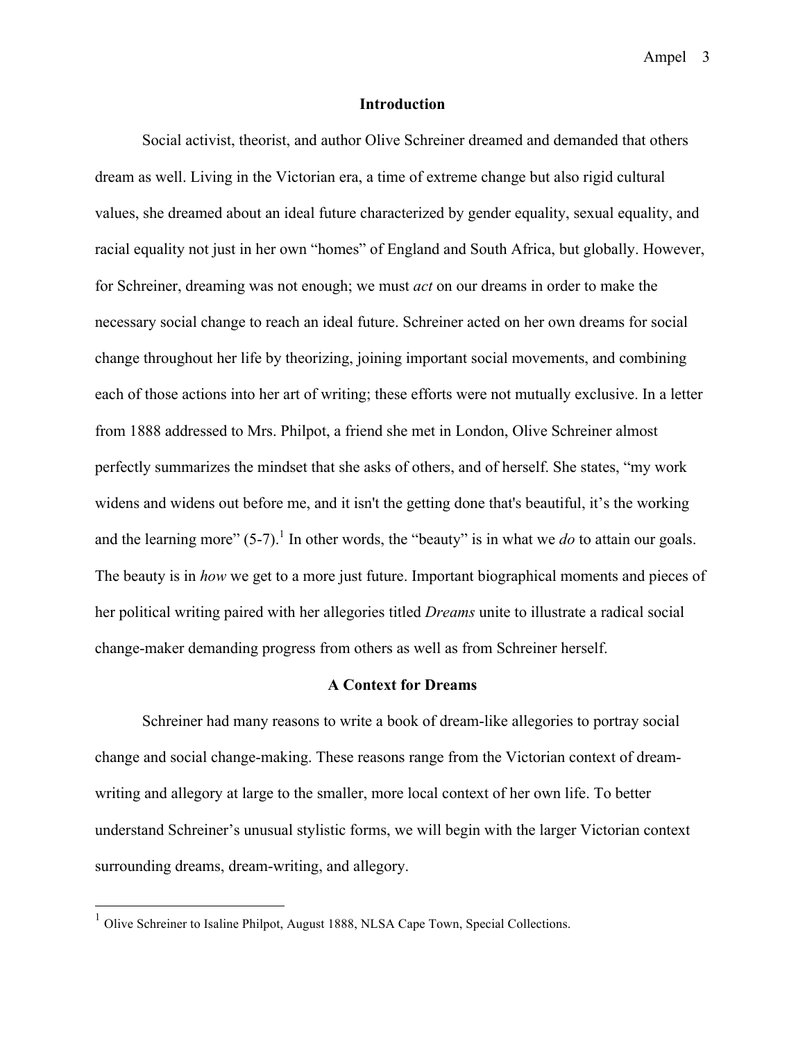## Introduction

Social activist, theorist, and author Olive Schreiner dreamed and demanded that others dream as well. Living in the Victorian era, a time of extreme change but also rigid cultural values, she dreamed about an ideal future characterized by gender equality, sexual equality, and racial equality not just in her own "homes" of England and South Africa, but globally. However, for Schreiner, dreaming was not enough; we must *act* on our dreams in order to make the necessary social change to reach an ideal future. Schreiner acted on her own dreams for social change throughout her life by theorizing, joining important social movements, and combining each of those actions into her art of writing; these efforts were not mutually exclusive. In a letter from 1888 addressed to Mrs. Philpot, a friend she met in London, Olive Schreiner almost perfectly summarizes the mindset that she asks of others, and of herself. She states, "my work widens and widens out before me, and it isn't the getting done that's beautiful, it's the working and the learning more" (5-7).[1] In other words, the "beauty" is in what we *do* to attain our goals. The beauty is in *how* we get to a more just future. Important biographical moments and pieces of her political writing paired with her allegories titled *Dreams* unite to illustrate a radical social change-maker demanding progress from others as well as from Schreiner herself.

## A Context for Dreams

Schreiner had many reasons to write a book of dream-like allegories to portray social change and social change-making. These reasons range from the Victorian context of dream-writing and allegory at large to the smaller, more local context of her own life. To better understand Schreiner's unusual stylistic forms, we will begin with the larger Victorian context surrounding dreams, dream-writing, and allegory.

---

[1] Olive Schreiner to Isaline Philpot, August 1888, NLSA Cape Town, Special Collections.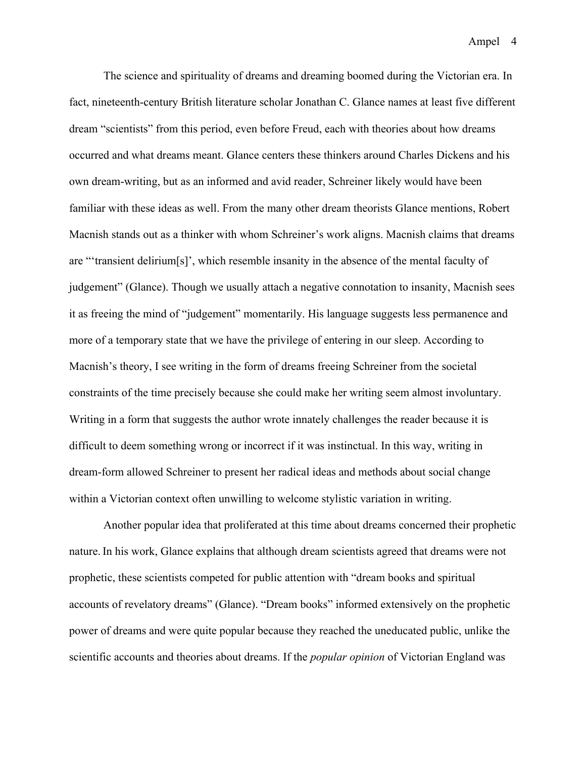The science and spirituality of dreams and dreaming boomed during the Victorian era. In fact, nineteenth-century British literature scholar Jonathan C. Glance names at least five different dream "scientists" from this period, even before Freud, each with theories about how dreams occurred and what dreams meant. Glance centers these thinkers around Charles Dickens and his own dream-writing, but as an informed and avid reader, Schreiner likely would have been familiar with these ideas as well. From the many other dream theorists Glance mentions, Robert Macnish stands out as a thinker with whom Schreiner's work aligns. Macnish claims that dreams are "'transient delirium[s]', which resemble insanity in the absence of the mental faculty of judgement" (Glance). Though we usually attach a negative connotation to insanity, Macnish sees it as freeing the mind of "judgement" momentarily. His language suggests less permanence and more of a temporary state that we have the privilege of entering in our sleep. According to Macnish's theory, I see writing in the form of dreams freeing Schreiner from the societal constraints of the time precisely because she could make her writing seem almost involuntary. Writing in a form that suggests the author wrote innately challenges the reader because it is difficult to deem something wrong or incorrect if it was instinctual. In this way, writing in dream-form allowed Schreiner to present her radical ideas and methods about social change within a Victorian context often unwilling to welcome stylistic variation in writing.

Another popular idea that proliferated at this time about dreams concerned their prophetic nature. In his work, Glance explains that although dream scientists agreed that dreams were not prophetic, these scientists competed for public attention with "dream books and spiritual accounts of revelatory dreams" (Glance). "Dream books" informed extensively on the prophetic power of dreams and were quite popular because they reached the uneducated public, unlike the scientific accounts and theories about dreams. If the *popular opinion* of Victorian England was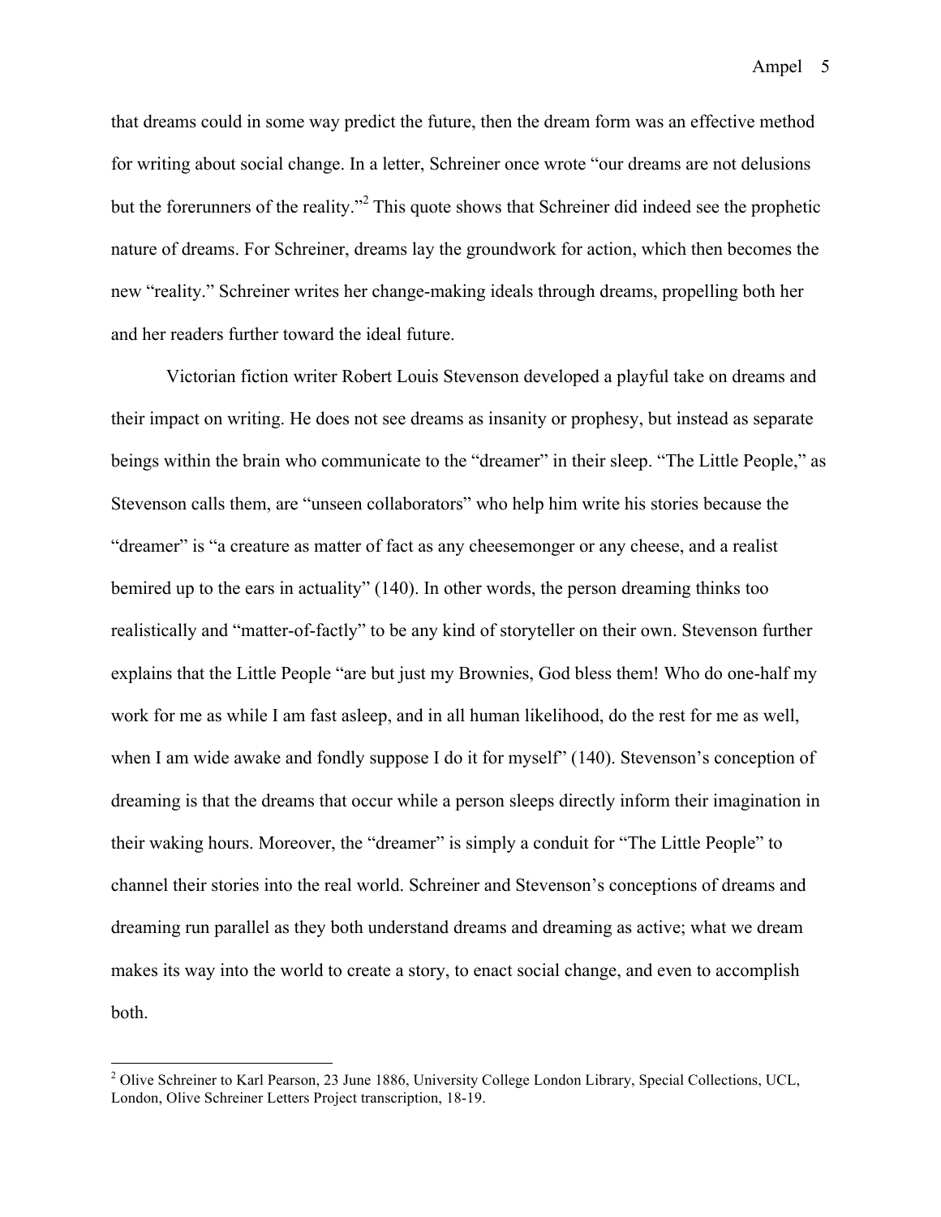that dreams could in some way predict the future, then the dream form was an effective method for writing about social change. In a letter, Schreiner once wrote "our dreams are not delusions but the forerunners of the reality."[2] This quote shows that Schreiner did indeed see the prophetic nature of dreams. For Schreiner, dreams lay the groundwork for action, which then becomes the new "reality." Schreiner writes her change-making ideals through dreams, propelling both her and her readers further toward the ideal future.

Victorian fiction writer Robert Louis Stevenson developed a playful take on dreams and their impact on writing. He does not see dreams as insanity or prophesy, but instead as separate beings within the brain who communicate to the "dreamer" in their sleep. "The Little People," as Stevenson calls them, are "unseen collaborators" who help him write his stories because the "dreamer" is "a creature as matter of fact as any cheesemonger or any cheese, and a realist bemired up to the ears in actuality" (140). In other words, the person dreaming thinks too realistically and "matter-of-factly" to be any kind of storyteller on their own. Stevenson further explains that the Little People "are but just my Brownies, God bless them! Who do one-half my work for me as while I am fast asleep, and in all human likelihood, do the rest for me as well, when I am wide awake and fondly suppose I do it for myself" (140). Stevenson's conception of dreaming is that the dreams that occur while a person sleeps directly inform their imagination in their waking hours. Moreover, the "dreamer" is simply a conduit for "The Little People" to channel their stories into the real world. Schreiner and Stevenson's conceptions of dreams and dreaming run parallel as they both understand dreams and dreaming as active; what we dream makes its way into the world to create a story, to enact social change, and even to accomplish both.

---

[2] Olive Schreiner to Karl Pearson, 23 June 1886, University College London Library, Special Collections, UCL, London, Olive Schreiner Letters Project transcription, 18-19.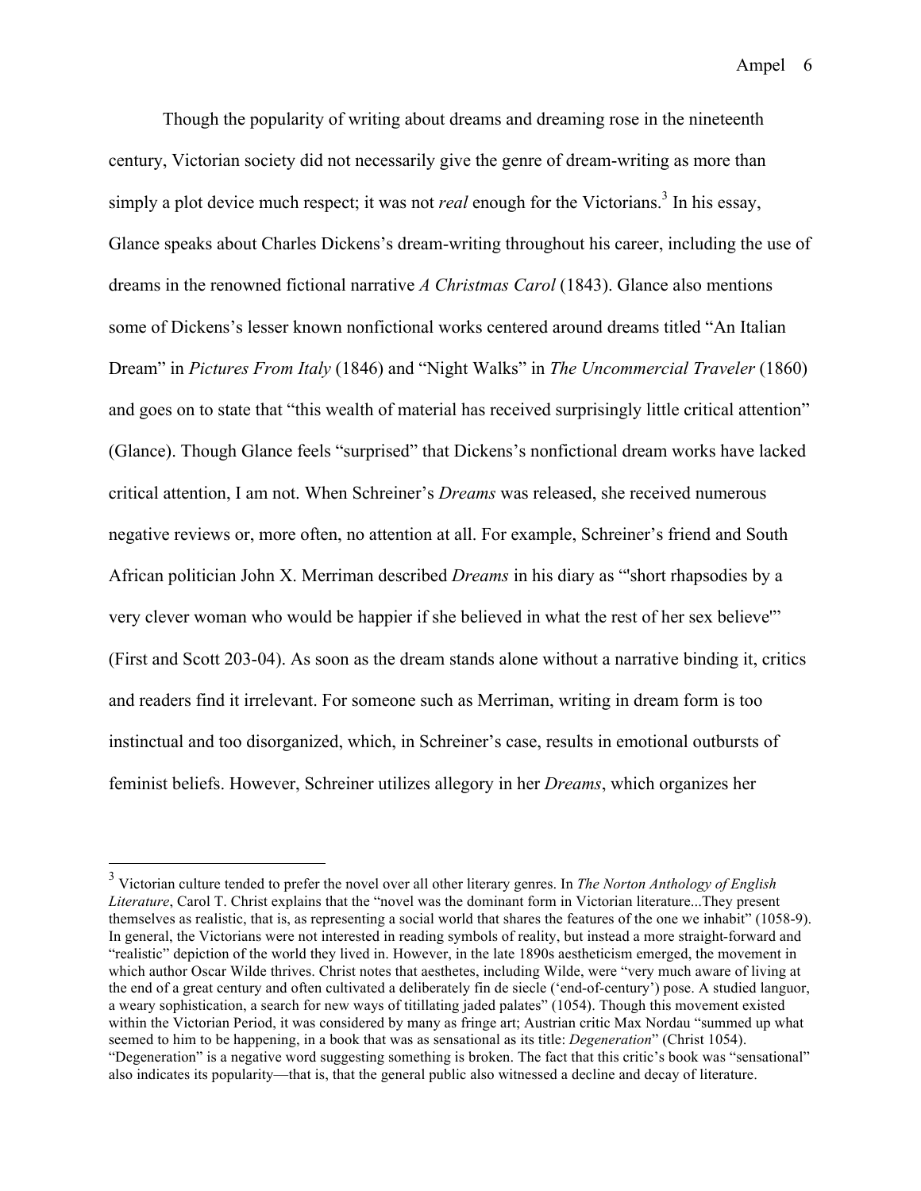Though the popularity of writing about dreams and dreaming rose in the nineteenth century, Victorian society did not necessarily give the genre of dream-writing as more than simply a plot device much respect; it was not *real* enough for the Victorians.[3] In his essay, Glance speaks about Charles Dickens's dream-writing throughout his career, including the use of dreams in the renowned fictional narrative *A Christmas Carol* (1843). Glance also mentions some of Dickens's lesser known nonfictional works centered around dreams titled "An Italian Dream" in *Pictures From Italy* (1846) and "Night Walks" in *The Uncommercial Traveler* (1860) and goes on to state that "this wealth of material has received surprisingly little critical attention" (Glance). Though Glance feels "surprised" that Dickens's nonfictional dream works have lacked critical attention, I am not. When Schreiner's *Dreams* was released, she received numerous negative reviews or, more often, no attention at all. For example, Schreiner's friend and South African politician John X. Merriman described *Dreams* in his diary as "'short rhapsodies by a very clever woman who would be happier if she believed in what the rest of her sex believe'" (First and Scott 203-04). As soon as the dream stands alone without a narrative binding it, critics and readers find it irrelevant. For someone such as Merriman, writing in dream form is too instinctual and too disorganized, which, in Schreiner's case, results in emotional outbursts of feminist beliefs. However, Schreiner utilizes allegory in her *Dreams*, which organizes her

---

[3] Victorian culture tended to prefer the novel over all other literary genres. In *The Norton Anthology of English Literature*, Carol T. Christ explains that the "novel was the dominant form in Victorian literature...They present themselves as realistic, that is, as representing a social world that shares the features of the one we inhabit" (1058-9). In general, the Victorians were not interested in reading symbols of reality, but instead a more straight-forward and "realistic" depiction of the world they lived in. However, in the late 1890s aestheticism emerged, the movement in which author Oscar Wilde thrives. Christ notes that aesthetes, including Wilde, were "very much aware of living at the end of a great century and often cultivated a deliberately fin de siecle ('end-of-century') pose. A studied languor, a weary sophistication, a search for new ways of titillating jaded palates" (1054). Though this movement existed within the Victorian Period, it was considered by many as fringe art; Austrian critic Max Nordau "summed up what seemed to him to be happening, in a book that was as sensational as its title: *Degeneration*" (Christ 1054). "Degeneration" is a negative word suggesting something is broken. The fact that this critic's book was "sensational" also indicates its popularity—that is, that the general public also witnessed a decline and decay of literature.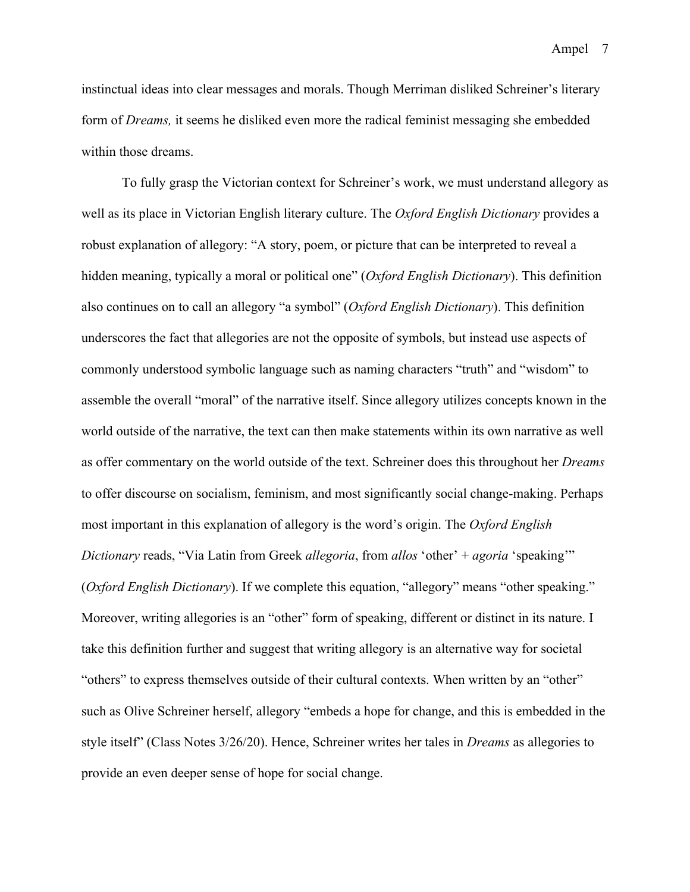instinctual ideas into clear messages and morals. Though Merriman disliked Schreiner's literary form of *Dreams,* it seems he disliked even more the radical feminist messaging she embedded within those dreams.

To fully grasp the Victorian context for Schreiner's work, we must understand allegory as well as its place in Victorian English literary culture. The *Oxford English Dictionary* provides a robust explanation of allegory: "A story, poem, or picture that can be interpreted to reveal a hidden meaning, typically a moral or political one" (*Oxford English Dictionary*). This definition also continues on to call an allegory "a symbol" (*Oxford English Dictionary*). This definition underscores the fact that allegories are not the opposite of symbols, but instead use aspects of commonly understood symbolic language such as naming characters "truth" and "wisdom" to assemble the overall "moral" of the narrative itself. Since allegory utilizes concepts known in the world outside of the narrative, the text can then make statements within its own narrative as well as offer commentary on the world outside of the text. Schreiner does this throughout her *Dreams* to offer discourse on socialism, feminism, and most significantly social change-making. Perhaps most important in this explanation of allegory is the word's origin. The *Oxford English Dictionary* reads, "Via Latin from Greek *allegoria*, from *allos* 'other' + *agoria* 'speaking'" (*Oxford English Dictionary*). If we complete this equation, "allegory" means "other speaking." Moreover, writing allegories is an "other" form of speaking, different or distinct in its nature. I take this definition further and suggest that writing allegory is an alternative way for societal "others" to express themselves outside of their cultural contexts. When written by an "other" such as Olive Schreiner herself, allegory "embeds a hope for change, and this is embedded in the style itself" (Class Notes 3/26/20). Hence, Schreiner writes her tales in *Dreams* as allegories to provide an even deeper sense of hope for social change.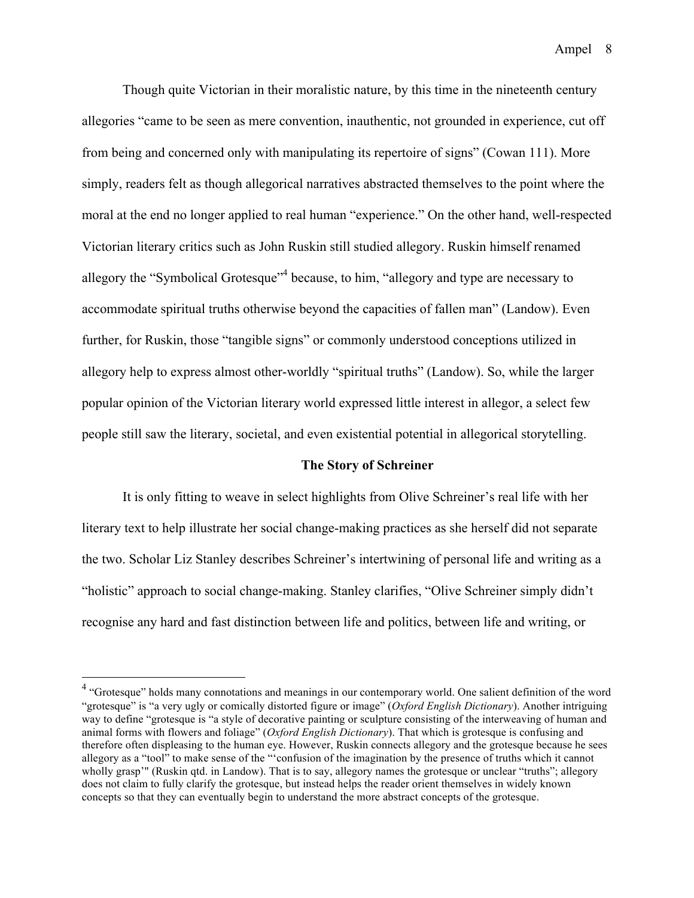Though quite Victorian in their moralistic nature, by this time in the nineteenth century allegories "came to be seen as mere convention, inauthentic, not grounded in experience, cut off from being and concerned only with manipulating its repertoire of signs" (Cowan 111). More simply, readers felt as though allegorical narratives abstracted themselves to the point where the moral at the end no longer applied to real human "experience." On the other hand, well-respected Victorian literary critics such as John Ruskin still studied allegory. Ruskin himself renamed allegory the "Symbolical Grotesque"[4] because, to him, "allegory and type are necessary to accommodate spiritual truths otherwise beyond the capacities of fallen man" (Landow). Even further, for Ruskin, those "tangible signs" or commonly understood conceptions utilized in allegory help to express almost other-worldly "spiritual truths" (Landow). So, while the larger popular opinion of the Victorian literary world expressed little interest in allegor, a select few people still saw the literary, societal, and even existential potential in allegorical storytelling.

**The Story of Schreiner**

It is only fitting to weave in select highlights from Olive Schreiner's real life with her literary text to help illustrate her social change-making practices as she herself did not separate the two. Scholar Liz Stanley describes Schreiner's intertwining of personal life and writing as a "holistic" approach to social change-making. Stanley clarifies, "Olive Schreiner simply didn't recognise any hard and fast distinction between life and politics, between life and writing, or

---

[4] "Grotesque" holds many connotations and meanings in our contemporary world. One salient definition of the word "grotesque" is "a very ugly or comically distorted figure or image" (*Oxford English Dictionary*). Another intriguing way to define "grotesque is "a style of decorative painting or sculpture consisting of the interweaving of human and animal forms with flowers and foliage" (*Oxford English Dictionary*). That which is grotesque is confusing and therefore often displeasing to the human eye. However, Ruskin connects allegory and the grotesque because he sees allegory as a "tool" to make sense of the "'confusion of the imagination by the presence of truths which it cannot wholly grasp'" (Ruskin qtd. in Landow). That is to say, allegory names the grotesque or unclear "truths"; allegory does not claim to fully clarify the grotesque, but instead helps the reader orient themselves in widely known concepts so that they can eventually begin to understand the more abstract concepts of the grotesque.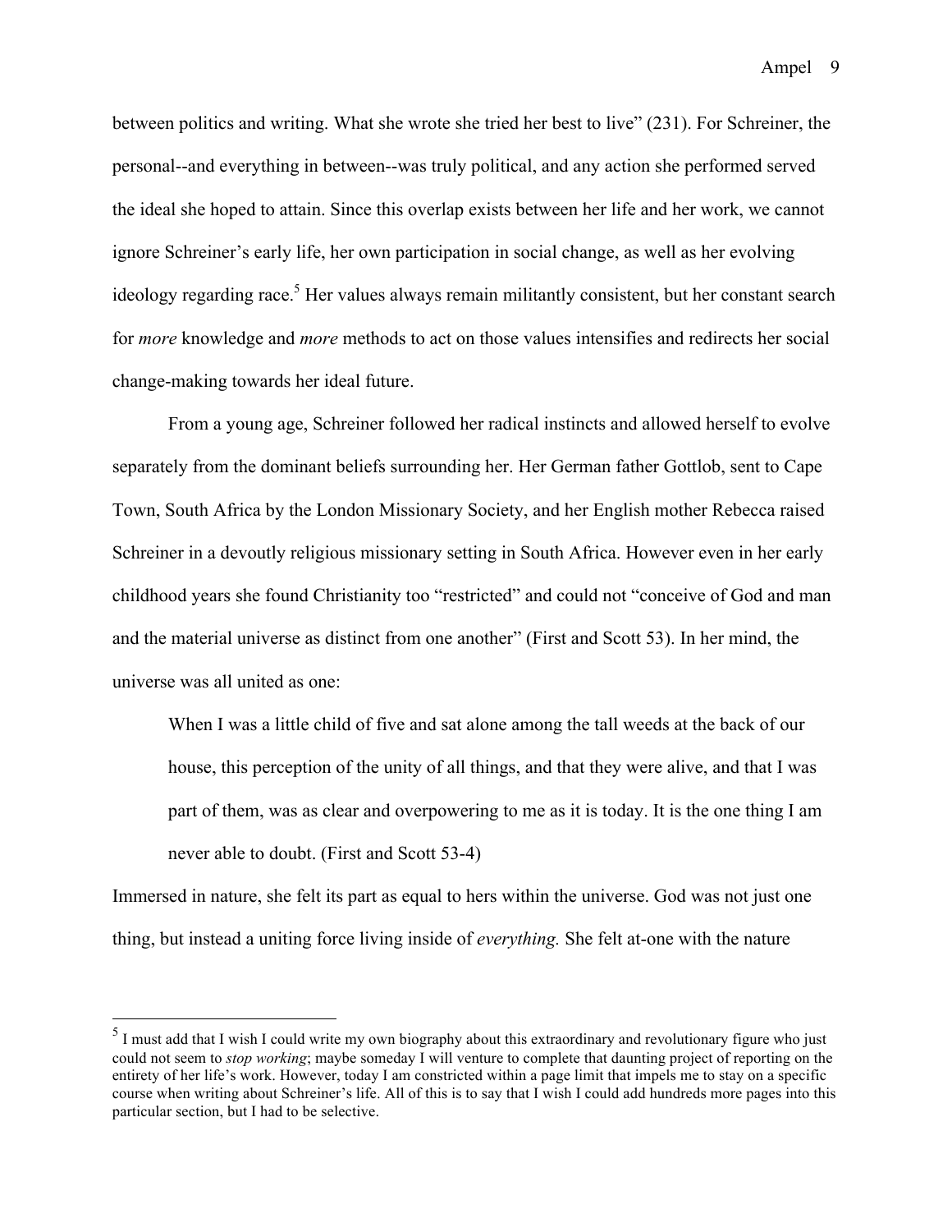between politics and writing. What she wrote she tried her best to live" (231). For Schreiner, the personal--and everything in between--was truly political, and any action she performed served the ideal she hoped to attain. Since this overlap exists between her life and her work, we cannot ignore Schreiner's early life, her own participation in social change, as well as her evolving ideology regarding race.[5] Her values always remain militantly consistent, but her constant search for *more* knowledge and *more* methods to act on those values intensifies and redirects her social change-making towards her ideal future.

From a young age, Schreiner followed her radical instincts and allowed herself to evolve separately from the dominant beliefs surrounding her. Her German father Gottlob, sent to Cape Town, South Africa by the London Missionary Society, and her English mother Rebecca raised Schreiner in a devoutly religious missionary setting in South Africa. However even in her early childhood years she found Christianity too "restricted" and could not "conceive of God and man and the material universe as distinct from one another" (First and Scott 53). In her mind, the universe was all united as one:

> When I was a little child of five and sat alone among the tall weeds at the back of our house, this perception of the unity of all things, and that they were alive, and that I was part of them, was as clear and overpowering to me as it is today. It is the one thing I am never able to doubt. (First and Scott 53-4)

Immersed in nature, she felt its part as equal to hers within the universe. God was not just one thing, but instead a uniting force living inside of *everything.* She felt at-one with the nature

---

[5] I must add that I wish I could write my own biography about this extraordinary and revolutionary figure who just could not seem to *stop working*; maybe someday I will venture to complete that daunting project of reporting on the entirety of her life's work. However, today I am constricted within a page limit that impels me to stay on a specific course when writing about Schreiner's life. All of this is to say that I wish I could add hundreds more pages into this particular section, but I had to be selective.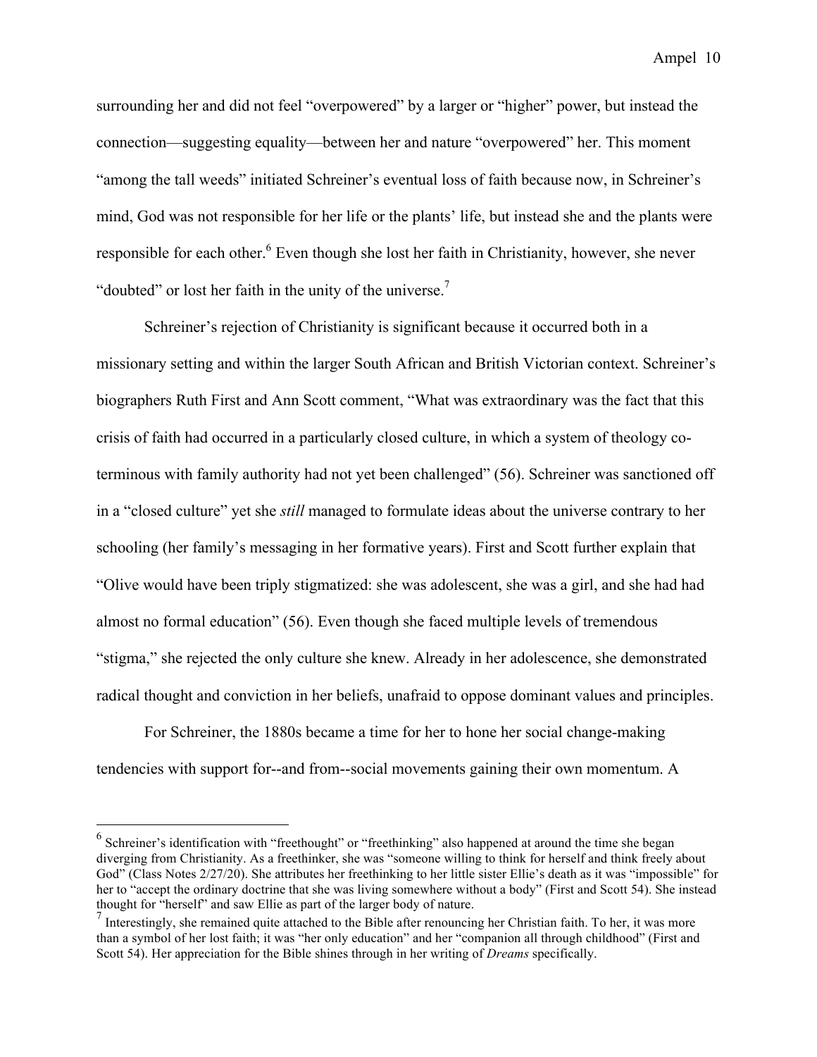surrounding her and did not feel "overpowered" by a larger or "higher" power, but instead the connection—suggesting equality—between her and nature "overpowered" her. This moment "among the tall weeds" initiated Schreiner's eventual loss of faith because now, in Schreiner's mind, God was not responsible for her life or the plants' life, but instead she and the plants were responsible for each other.[6] Even though she lost her faith in Christianity, however, she never "doubted" or lost her faith in the unity of the universe.[7]

Schreiner's rejection of Christianity is significant because it occurred both in a missionary setting and within the larger South African and British Victorian context. Schreiner's biographers Ruth First and Ann Scott comment, "What was extraordinary was the fact that this crisis of faith had occurred in a particularly closed culture, in which a system of theology co-terminous with family authority had not yet been challenged" (56). Schreiner was sanctioned off in a "closed culture" yet she *still* managed to formulate ideas about the universe contrary to her schooling (her family's messaging in her formative years). First and Scott further explain that "Olive would have been triply stigmatized: she was adolescent, she was a girl, and she had had almost no formal education" (56). Even though she faced multiple levels of tremendous "stigma," she rejected the only culture she knew. Already in her adolescence, she demonstrated radical thought and conviction in her beliefs, unafraid to oppose dominant values and principles.

For Schreiner, the 1880s became a time for her to hone her social change-making tendencies with support for--and from--social movements gaining their own momentum. A

---

[6] Schreiner's identification with "freethought" or "freethinking" also happened at around the time she began diverging from Christianity. As a freethinker, she was "someone willing to think for herself and think freely about God" (Class Notes 2/27/20). She attributes her freethinking to her little sister Ellie's death as it was "impossible" for her to "accept the ordinary doctrine that she was living somewhere without a body" (First and Scott 54). She instead thought for "herself" and saw Ellie as part of the larger body of nature.

[7] Interestingly, she remained quite attached to the Bible after renouncing her Christian faith. To her, it was more than a symbol of her lost faith; it was "her only education" and her "companion all through childhood" (First and Scott 54). Her appreciation for the Bible shines through in her writing of *Dreams* specifically.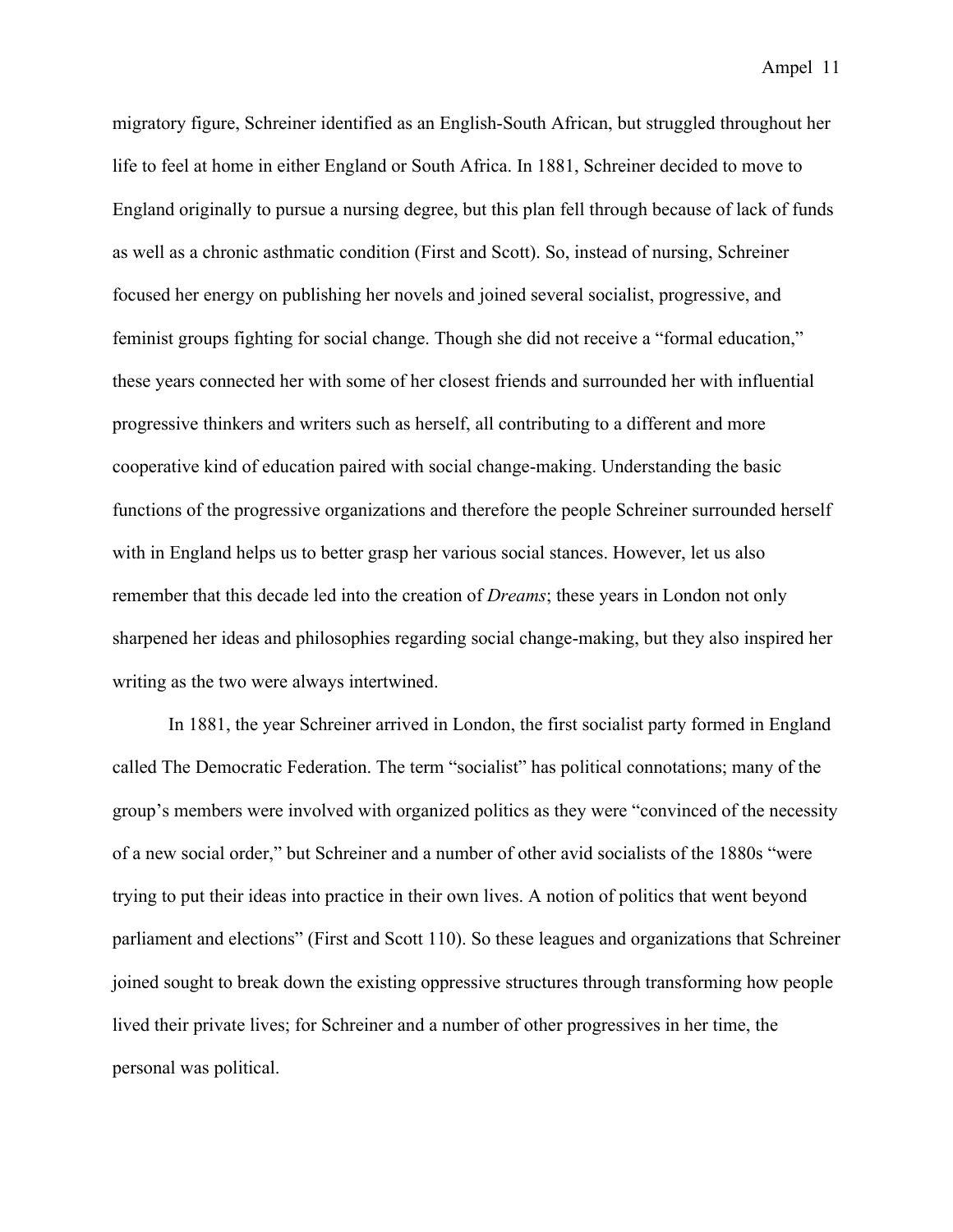migratory figure, Schreiner identified as an English-South African, but struggled throughout her life to feel at home in either England or South Africa. In 1881, Schreiner decided to move to England originally to pursue a nursing degree, but this plan fell through because of lack of funds as well as a chronic asthmatic condition (First and Scott). So, instead of nursing, Schreiner focused her energy on publishing her novels and joined several socialist, progressive, and feminist groups fighting for social change. Though she did not receive a "formal education," these years connected her with some of her closest friends and surrounded her with influential progressive thinkers and writers such as herself, all contributing to a different and more cooperative kind of education paired with social change-making. Understanding the basic functions of the progressive organizations and therefore the people Schreiner surrounded herself with in England helps us to better grasp her various social stances. However, let us also remember that this decade led into the creation of *Dreams*; these years in London not only sharpened her ideas and philosophies regarding social change-making, but they also inspired her writing as the two were always intertwined.

In 1881, the year Schreiner arrived in London, the first socialist party formed in England called The Democratic Federation. The term "socialist" has political connotations; many of the group's members were involved with organized politics as they were "convinced of the necessity of a new social order," but Schreiner and a number of other avid socialists of the 1880s "were trying to put their ideas into practice in their own lives. A notion of politics that went beyond parliament and elections" (First and Scott 110). So these leagues and organizations that Schreiner joined sought to break down the existing oppressive structures through transforming how people lived their private lives; for Schreiner and a number of other progressives in her time, the personal was political.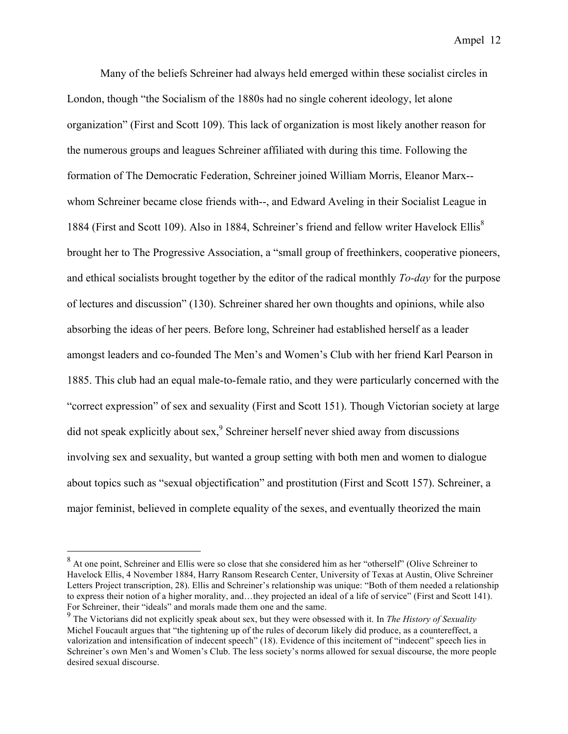Many of the beliefs Schreiner had always held emerged within these socialist circles in London, though "the Socialism of the 1880s had no single coherent ideology, let alone organization" (First and Scott 109). This lack of organization is most likely another reason for the numerous groups and leagues Schreiner affiliated with during this time. Following the formation of The Democratic Federation, Schreiner joined William Morris, Eleanor Marx--whom Schreiner became close friends with--, and Edward Aveling in their Socialist League in 1884 (First and Scott 109). Also in 1884, Schreiner's friend and fellow writer Havelock Ellis[8] brought her to The Progressive Association, a "small group of freethinkers, cooperative pioneers, and ethical socialists brought together by the editor of the radical monthly *To-day* for the purpose of lectures and discussion" (130). Schreiner shared her own thoughts and opinions, while also absorbing the ideas of her peers. Before long, Schreiner had established herself as a leader amongst leaders and co-founded The Men's and Women's Club with her friend Karl Pearson in 1885. This club had an equal male-to-female ratio, and they were particularly concerned with the "correct expression" of sex and sexuality (First and Scott 151). Though Victorian society at large did not speak explicitly about sex,[9] Schreiner herself never shied away from discussions involving sex and sexuality, but wanted a group setting with both men and women to dialogue about topics such as "sexual objectification" and prostitution (First and Scott 157). Schreiner, a major feminist, believed in complete equality of the sexes, and eventually theorized the main

---

[8] At one point, Schreiner and Ellis were so close that she considered him as her "otherself" (Olive Schreiner to Havelock Ellis, 4 November 1884, Harry Ransom Research Center, University of Texas at Austin, Olive Schreiner Letters Project transcription, 28). Ellis and Schreiner's relationship was unique: "Both of them needed a relationship to express their notion of a higher morality, and…they projected an ideal of a life of service" (First and Scott 141). For Schreiner, their "ideals" and morals made them one and the same.

[9] The Victorians did not explicitly speak about sex, but they were obsessed with it. In *The History of Sexuality* Michel Foucault argues that "the tightening up of the rules of decorum likely did produce, as a countereffect, a valorization and intensification of indecent speech" (18). Evidence of this incitement of "indecent" speech lies in Schreiner's own Men's and Women's Club. The less society's norms allowed for sexual discourse, the more people desired sexual discourse.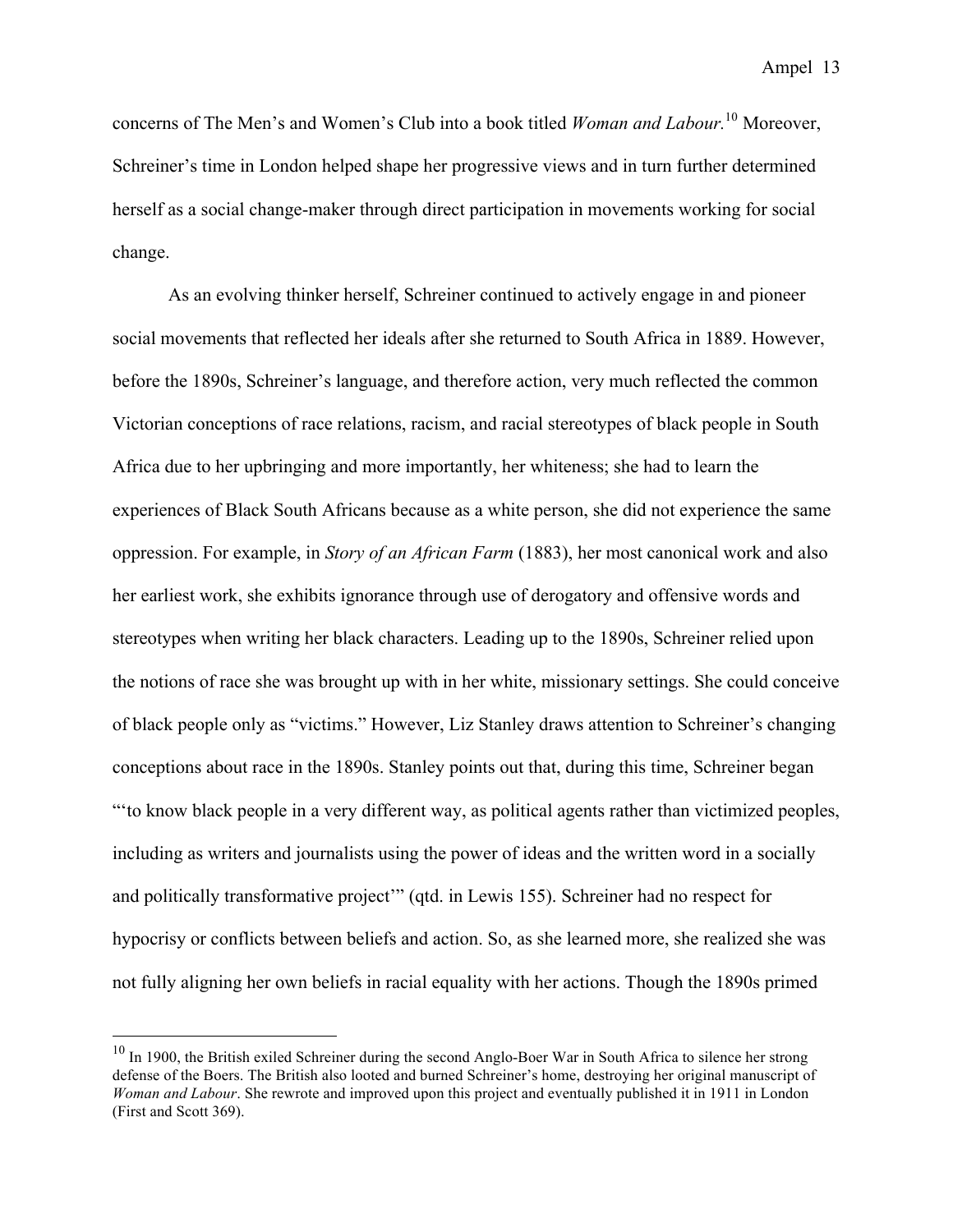concerns of The Men's and Women's Club into a book titled *Woman and Labour.*[10] Moreover, Schreiner's time in London helped shape her progressive views and in turn further determined herself as a social change-maker through direct participation in movements working for social change.

As an evolving thinker herself, Schreiner continued to actively engage in and pioneer social movements that reflected her ideals after she returned to South Africa in 1889. However, before the 1890s, Schreiner's language, and therefore action, very much reflected the common Victorian conceptions of race relations, racism, and racial stereotypes of black people in South Africa due to her upbringing and more importantly, her whiteness; she had to learn the experiences of Black South Africans because as a white person, she did not experience the same oppression. For example, in *Story of an African Farm* (1883), her most canonical work and also her earliest work, she exhibits ignorance through use of derogatory and offensive words and stereotypes when writing her black characters. Leading up to the 1890s, Schreiner relied upon the notions of race she was brought up with in her white, missionary settings. She could conceive of black people only as "victims." However, Liz Stanley draws attention to Schreiner's changing conceptions about race in the 1890s. Stanley points out that, during this time, Schreiner began "'to know black people in a very different way, as political agents rather than victimized peoples, including as writers and journalists using the power of ideas and the written word in a socially and politically transformative project'" (qtd. in Lewis 155). Schreiner had no respect for hypocrisy or conflicts between beliefs and action. So, as she learned more, she realized she was not fully aligning her own beliefs in racial equality with her actions. Though the 1890s primed

[10] In 1900, the British exiled Schreiner during the second Anglo-Boer War in South Africa to silence her strong defense of the Boers. The British also looted and burned Schreiner's home, destroying her original manuscript of *Woman and Labour*. She rewrote and improved upon this project and eventually published it in 1911 in London (First and Scott 369).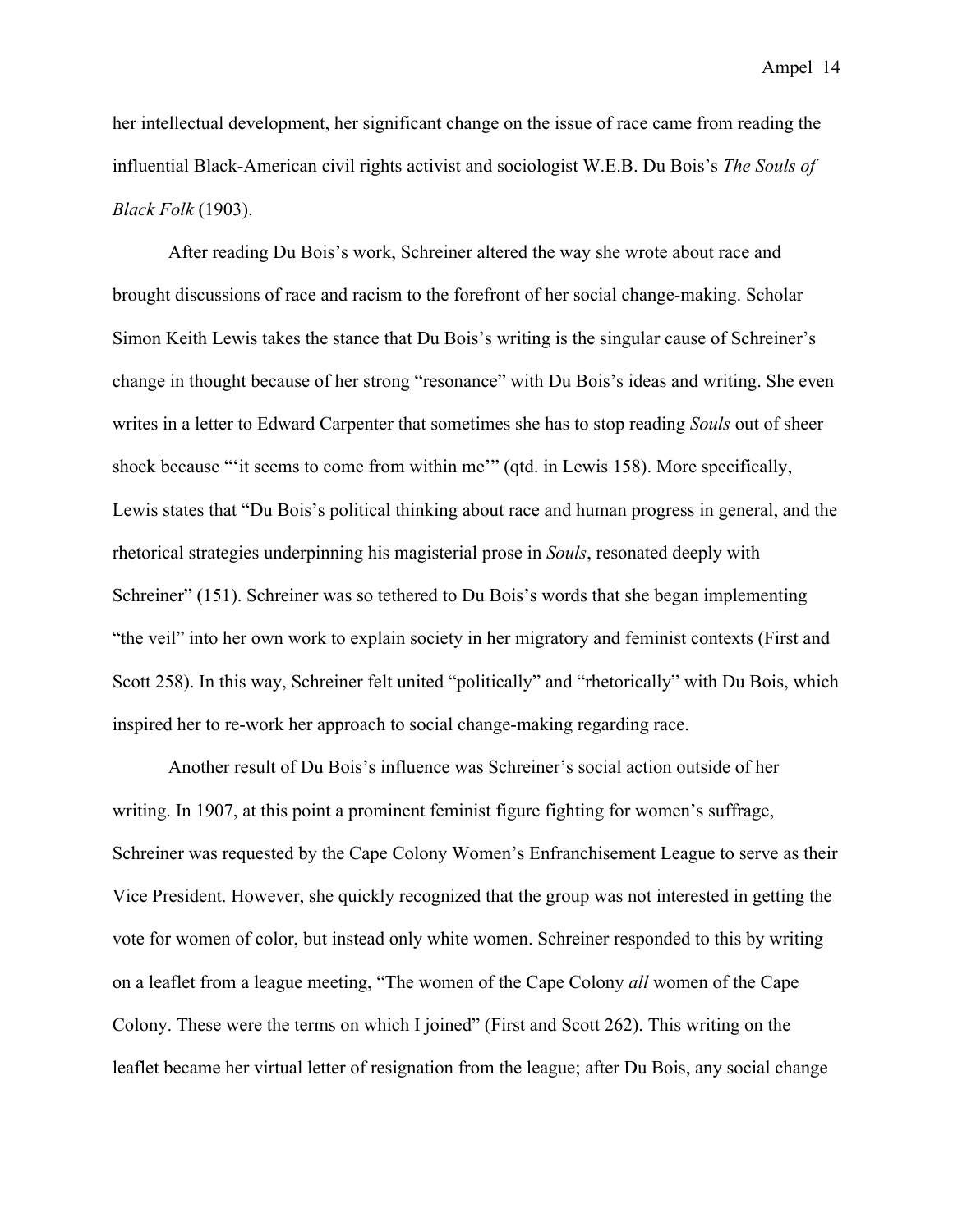her intellectual development, her significant change on the issue of race came from reading the influential Black-American civil rights activist and sociologist W.E.B. Du Bois's *The Souls of Black Folk* (1903).

After reading Du Bois's work, Schreiner altered the way she wrote about race and brought discussions of race and racism to the forefront of her social change-making. Scholar Simon Keith Lewis takes the stance that Du Bois's writing is the singular cause of Schreiner's change in thought because of her strong "resonance" with Du Bois's ideas and writing. She even writes in a letter to Edward Carpenter that sometimes she has to stop reading *Souls* out of sheer shock because "'it seems to come from within me'" (qtd. in Lewis 158). More specifically, Lewis states that "Du Bois's political thinking about race and human progress in general, and the rhetorical strategies underpinning his magisterial prose in *Souls*, resonated deeply with Schreiner" (151). Schreiner was so tethered to Du Bois's words that she began implementing "the veil" into her own work to explain society in her migratory and feminist contexts (First and Scott 258). In this way, Schreiner felt united "politically" and "rhetorically" with Du Bois, which inspired her to re-work her approach to social change-making regarding race.

Another result of Du Bois's influence was Schreiner's social action outside of her writing. In 1907, at this point a prominent feminist figure fighting for women's suffrage, Schreiner was requested by the Cape Colony Women's Enfranchisement League to serve as their Vice President. However, she quickly recognized that the group was not interested in getting the vote for women of color, but instead only white women. Schreiner responded to this by writing on a leaflet from a league meeting, "The women of the Cape Colony *all* women of the Cape Colony. These were the terms on which I joined" (First and Scott 262). This writing on the leaflet became her virtual letter of resignation from the league; after Du Bois, any social change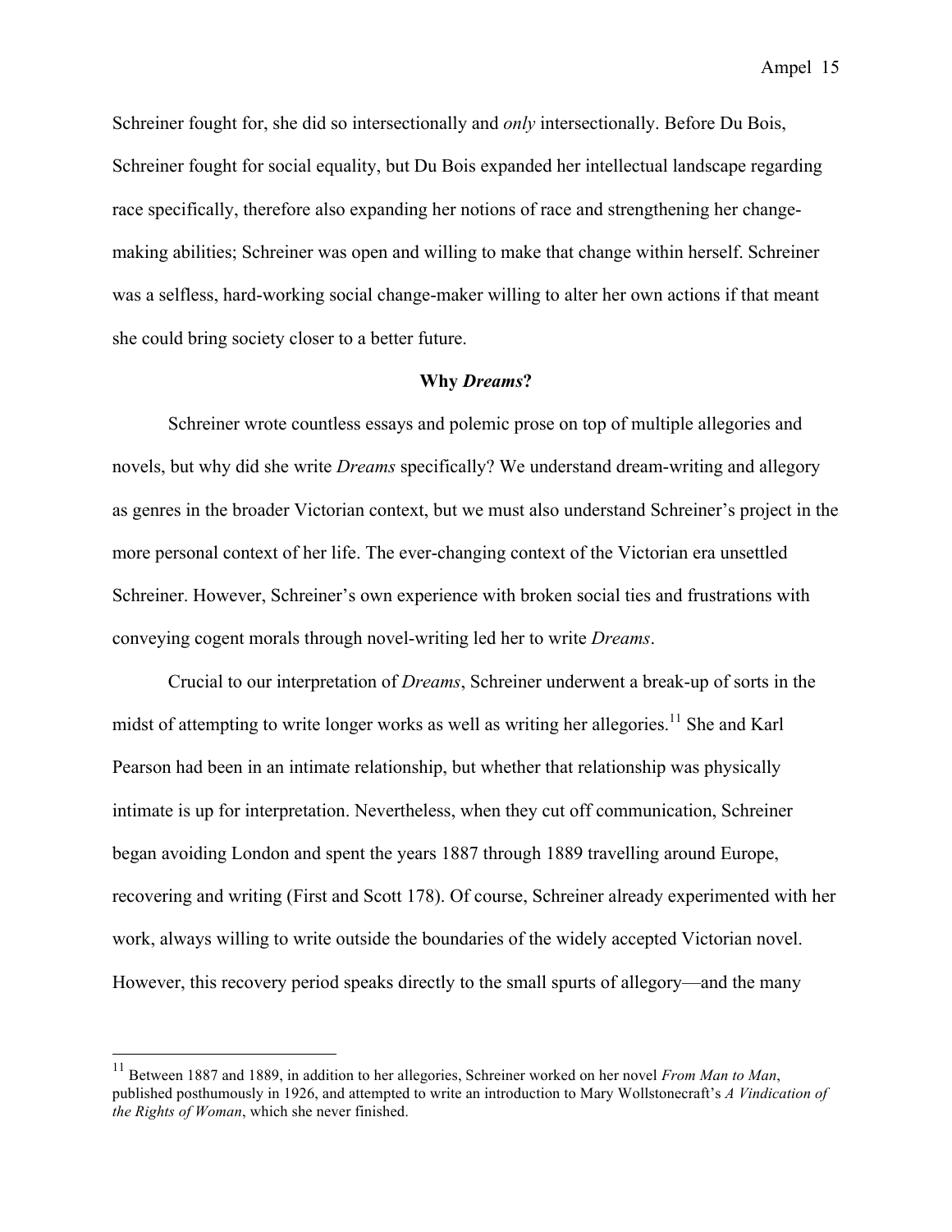Schreiner fought for, she did so intersectionally and *only* intersectionally. Before Du Bois, Schreiner fought for social equality, but Du Bois expanded her intellectual landscape regarding race specifically, therefore also expanding her notions of race and strengthening her change-making abilities; Schreiner was open and willing to make that change within herself. Schreiner was a selfless, hard-working social change-maker willing to alter her own actions if that meant she could bring society closer to a better future.

### Why *Dreams*?

Schreiner wrote countless essays and polemic prose on top of multiple allegories and novels, but why did she write *Dreams* specifically? We understand dream-writing and allegory as genres in the broader Victorian context, but we must also understand Schreiner's project in the more personal context of her life. The ever-changing context of the Victorian era unsettled Schreiner. However, Schreiner's own experience with broken social ties and frustrations with conveying cogent morals through novel-writing led her to write *Dreams*.

Crucial to our interpretation of *Dreams*, Schreiner underwent a break-up of sorts in the midst of attempting to write longer works as well as writing her allegories.[11] She and Karl Pearson had been in an intimate relationship, but whether that relationship was physically intimate is up for interpretation. Nevertheless, when they cut off communication, Schreiner began avoiding London and spent the years 1887 through 1889 travelling around Europe, recovering and writing (First and Scott 178). Of course, Schreiner already experimented with her work, always willing to write outside the boundaries of the widely accepted Victorian novel. However, this recovery period speaks directly to the small spurts of allegory—and the many

---

[11] Between 1887 and 1889, in addition to her allegories, Schreiner worked on her novel *From Man to Man*, published posthumously in 1926, and attempted to write an introduction to Mary Wollstonecraft's *A Vindication of the Rights of Woman*, which she never finished.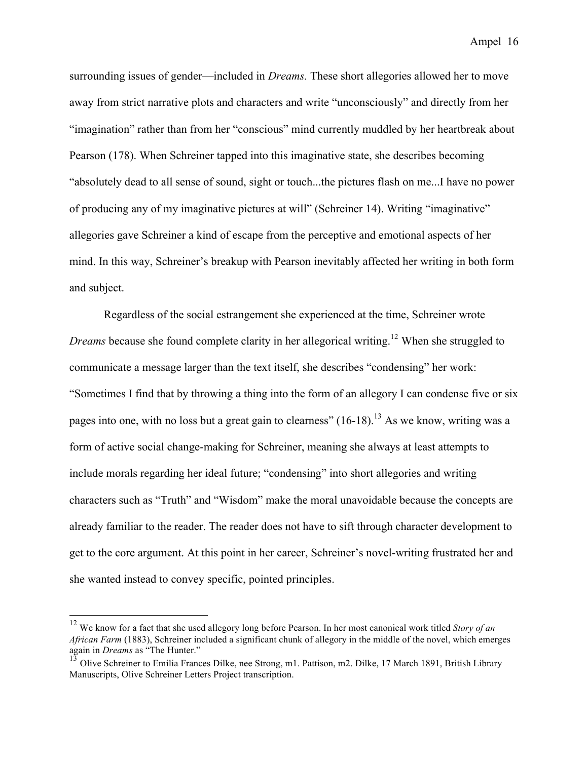surrounding issues of gender—included in *Dreams.* These short allegories allowed her to move away from strict narrative plots and characters and write "unconsciously" and directly from her "imagination" rather than from her "conscious" mind currently muddled by her heartbreak about Pearson (178). When Schreiner tapped into this imaginative state, she describes becoming "absolutely dead to all sense of sound, sight or touch...the pictures flash on me...I have no power of producing any of my imaginative pictures at will" (Schreiner 14). Writing "imaginative" allegories gave Schreiner a kind of escape from the perceptive and emotional aspects of her mind. In this way, Schreiner's breakup with Pearson inevitably affected her writing in both form and subject.

Regardless of the social estrangement she experienced at the time, Schreiner wrote *Dreams* because she found complete clarity in her allegorical writing.[12] When she struggled to communicate a message larger than the text itself, she describes "condensing" her work: "Sometimes I find that by throwing a thing into the form of an allegory I can condense five or six pages into one, with no loss but a great gain to clearness" (16-18).[13] As we know, writing was a form of active social change-making for Schreiner, meaning she always at least attempts to include morals regarding her ideal future; "condensing" into short allegories and writing characters such as "Truth" and "Wisdom" make the moral unavoidable because the concepts are already familiar to the reader. The reader does not have to sift through character development to get to the core argument. At this point in her career, Schreiner's novel-writing frustrated her and she wanted instead to convey specific, pointed principles.

---

[12] We know for a fact that she used allegory long before Pearson. In her most canonical work titled *Story of an African Farm* (1883), Schreiner included a significant chunk of allegory in the middle of the novel, which emerges again in *Dreams* as "The Hunter."

[13] Olive Schreiner to Emilia Frances Dilke, nee Strong, m1. Pattison, m2. Dilke, 17 March 1891, British Library Manuscripts, Olive Schreiner Letters Project transcription.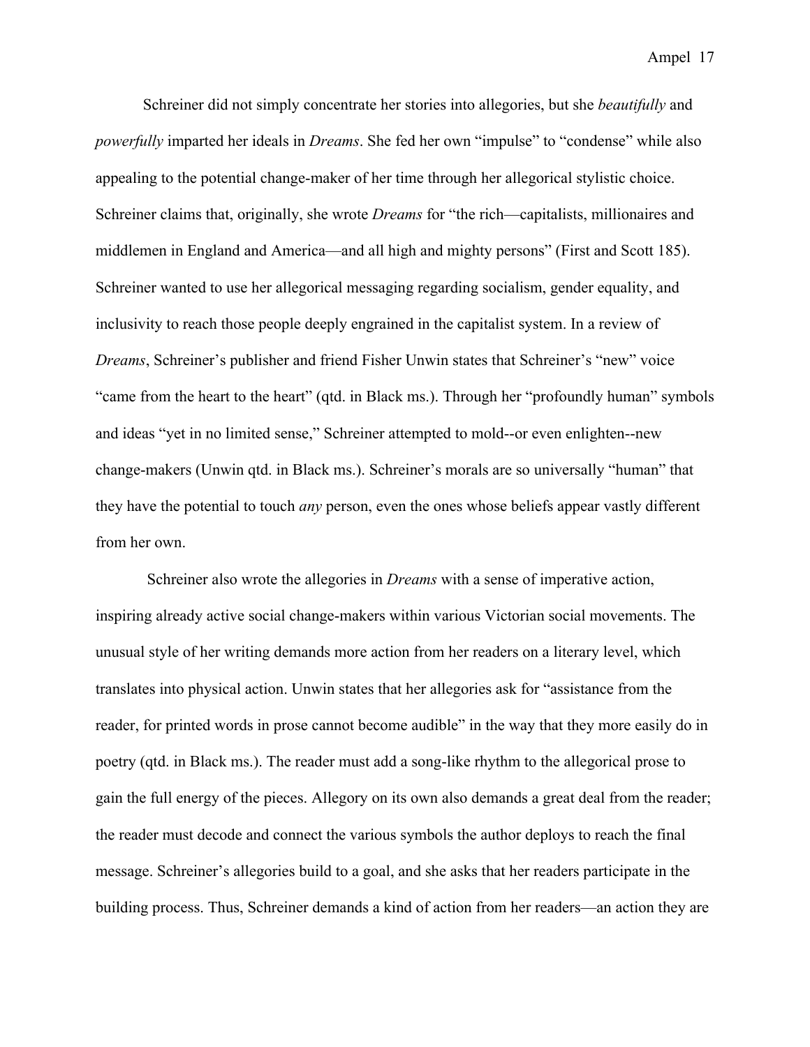Schreiner did not simply concentrate her stories into allegories, but she *beautifully* and *powerfully* imparted her ideals in *Dreams*. She fed her own "impulse" to "condense" while also appealing to the potential change-maker of her time through her allegorical stylistic choice. Schreiner claims that, originally, she wrote *Dreams* for "the rich—capitalists, millionaires and middlemen in England and America—and all high and mighty persons" (First and Scott 185). Schreiner wanted to use her allegorical messaging regarding socialism, gender equality, and inclusivity to reach those people deeply engrained in the capitalist system. In a review of *Dreams*, Schreiner's publisher and friend Fisher Unwin states that Schreiner's "new" voice "came from the heart to the heart" (qtd. in Black ms.). Through her "profoundly human" symbols and ideas "yet in no limited sense," Schreiner attempted to mold--or even enlighten--new change-makers (Unwin qtd. in Black ms.). Schreiner's morals are so universally "human" that they have the potential to touch *any* person, even the ones whose beliefs appear vastly different from her own.

Schreiner also wrote the allegories in *Dreams* with a sense of imperative action, inspiring already active social change-makers within various Victorian social movements. The unusual style of her writing demands more action from her readers on a literary level, which translates into physical action. Unwin states that her allegories ask for "assistance from the reader, for printed words in prose cannot become audible" in the way that they more easily do in poetry (qtd. in Black ms.). The reader must add a song-like rhythm to the allegorical prose to gain the full energy of the pieces. Allegory on its own also demands a great deal from the reader; the reader must decode and connect the various symbols the author deploys to reach the final message. Schreiner's allegories build to a goal, and she asks that her readers participate in the building process. Thus, Schreiner demands a kind of action from her readers—an action they are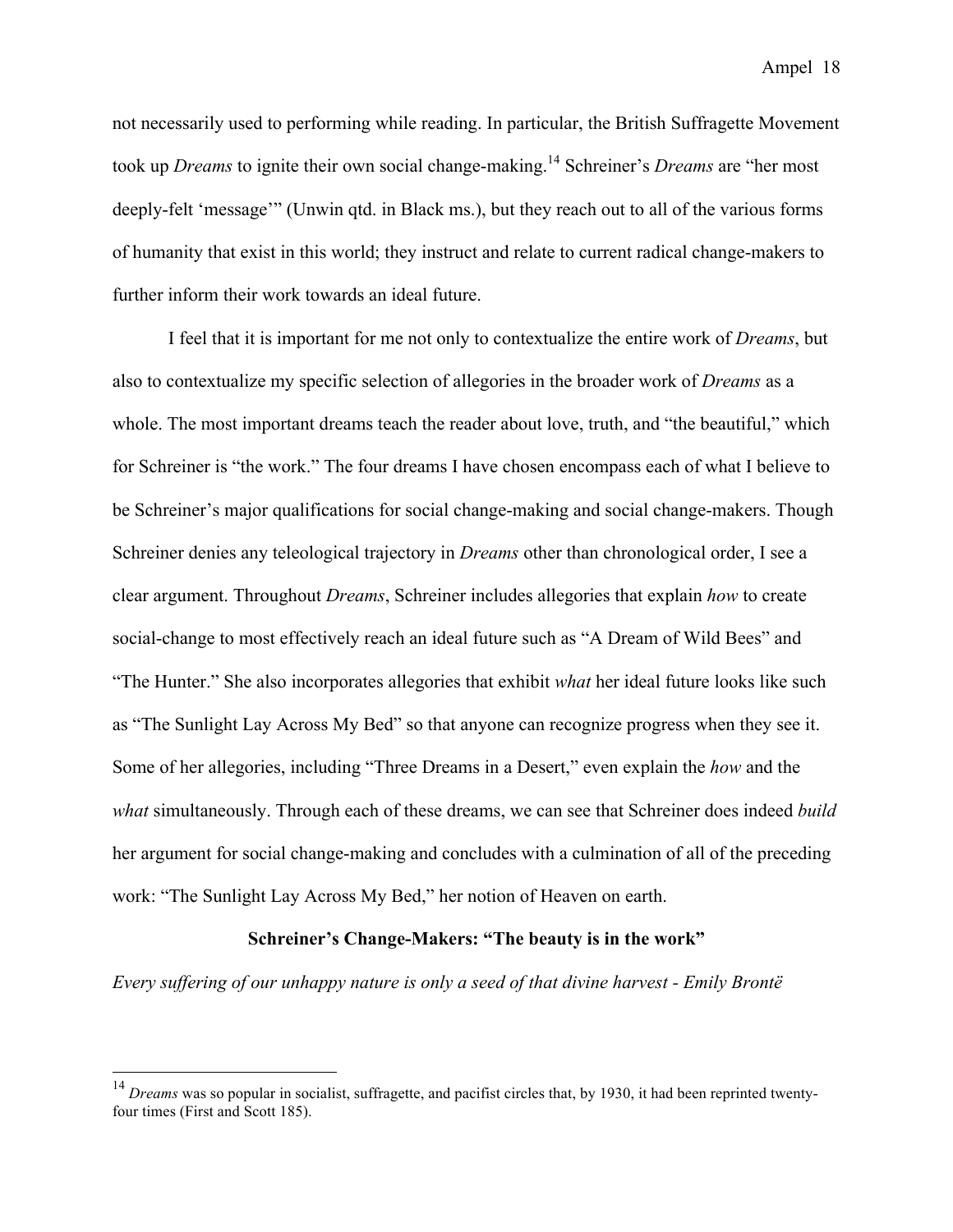not necessarily used to performing while reading. In particular, the British Suffragette Movement took up *Dreams* to ignite their own social change-making.[14] Schreiner's *Dreams* are "her most deeply-felt 'message'" (Unwin qtd. in Black ms.), but they reach out to all of the various forms of humanity that exist in this world; they instruct and relate to current radical change-makers to further inform their work towards an ideal future.

I feel that it is important for me not only to contextualize the entire work of *Dreams*, but also to contextualize my specific selection of allegories in the broader work of *Dreams* as a whole. The most important dreams teach the reader about love, truth, and "the beautiful," which for Schreiner is "the work." The four dreams I have chosen encompass each of what I believe to be Schreiner's major qualifications for social change-making and social change-makers. Though Schreiner denies any teleological trajectory in *Dreams* other than chronological order, I see a clear argument. Throughout *Dreams*, Schreiner includes allegories that explain *how* to create social-change to most effectively reach an ideal future such as "A Dream of Wild Bees" and "The Hunter." She also incorporates allegories that exhibit *what* her ideal future looks like such as "The Sunlight Lay Across My Bed" so that anyone can recognize progress when they see it. Some of her allegories, including "Three Dreams in a Desert," even explain the *how* and the *what* simultaneously. Through each of these dreams, we can see that Schreiner does indeed *build* her argument for social change-making and concludes with a culmination of all of the preceding work: "The Sunlight Lay Across My Bed," her notion of Heaven on earth.

## Schreiner's Change-Makers: "The beauty is in the work"

*Every suffering of our unhappy nature is only a seed of that divine harvest - Emily Brontë*

---

[14] *Dreams* was so popular in socialist, suffragette, and pacifist circles that, by 1930, it had been reprinted twenty-four times (First and Scott 185).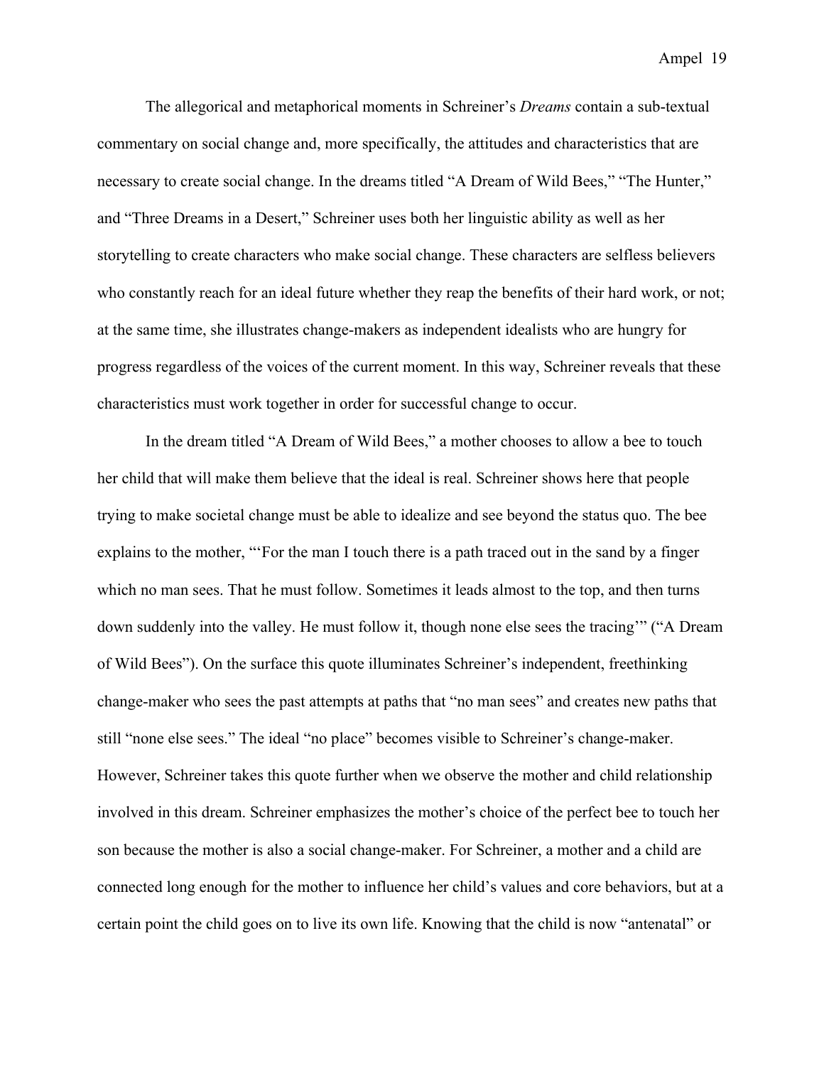The allegorical and metaphorical moments in Schreiner's *Dreams* contain a sub-textual commentary on social change and, more specifically, the attitudes and characteristics that are necessary to create social change. In the dreams titled "A Dream of Wild Bees," "The Hunter," and "Three Dreams in a Desert," Schreiner uses both her linguistic ability as well as her storytelling to create characters who make social change. These characters are selfless believers who constantly reach for an ideal future whether they reap the benefits of their hard work, or not; at the same time, she illustrates change-makers as independent idealists who are hungry for progress regardless of the voices of the current moment. In this way, Schreiner reveals that these characteristics must work together in order for successful change to occur.

In the dream titled "A Dream of Wild Bees," a mother chooses to allow a bee to touch her child that will make them believe that the ideal is real. Schreiner shows here that people trying to make societal change must be able to idealize and see beyond the status quo. The bee explains to the mother, "'For the man I touch there is a path traced out in the sand by a finger which no man sees. That he must follow. Sometimes it leads almost to the top, and then turns down suddenly into the valley. He must follow it, though none else sees the tracing'" ("A Dream of Wild Bees"). On the surface this quote illuminates Schreiner's independent, freethinking change-maker who sees the past attempts at paths that "no man sees" and creates new paths that still "none else sees." The ideal "no place" becomes visible to Schreiner's change-maker. However, Schreiner takes this quote further when we observe the mother and child relationship involved in this dream. Schreiner emphasizes the mother's choice of the perfect bee to touch her son because the mother is also a social change-maker. For Schreiner, a mother and a child are connected long enough for the mother to influence her child's values and core behaviors, but at a certain point the child goes on to live its own life. Knowing that the child is now "antenatal" or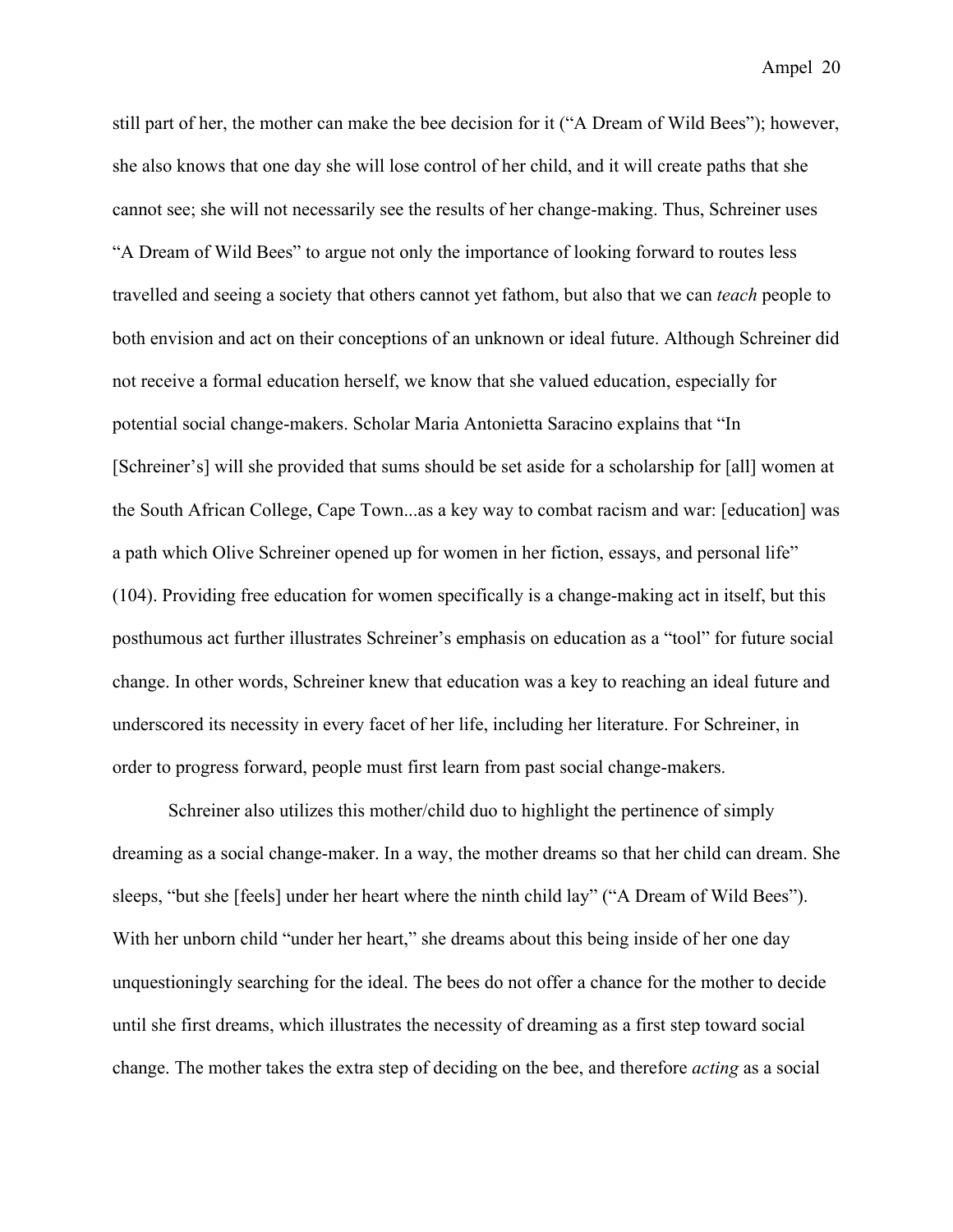still part of her, the mother can make the bee decision for it ("A Dream of Wild Bees"); however, she also knows that one day she will lose control of her child, and it will create paths that she cannot see; she will not necessarily see the results of her change-making. Thus, Schreiner uses "A Dream of Wild Bees" to argue not only the importance of looking forward to routes less travelled and seeing a society that others cannot yet fathom, but also that we can *teach* people to both envision and act on their conceptions of an unknown or ideal future. Although Schreiner did not receive a formal education herself, we know that she valued education, especially for potential social change-makers. Scholar Maria Antonietta Saracino explains that "In [Schreiner's] will she provided that sums should be set aside for a scholarship for [all] women at the South African College, Cape Town...as a key way to combat racism and war: [education] was a path which Olive Schreiner opened up for women in her fiction, essays, and personal life" (104). Providing free education for women specifically is a change-making act in itself, but this posthumous act further illustrates Schreiner's emphasis on education as a "tool" for future social change. In other words, Schreiner knew that education was a key to reaching an ideal future and underscored its necessity in every facet of her life, including her literature. For Schreiner, in order to progress forward, people must first learn from past social change-makers.

Schreiner also utilizes this mother/child duo to highlight the pertinence of simply dreaming as a social change-maker. In a way, the mother dreams so that her child can dream. She sleeps, "but she [feels] under her heart where the ninth child lay" ("A Dream of Wild Bees"). With her unborn child "under her heart," she dreams about this being inside of her one day unquestioningly searching for the ideal. The bees do not offer a chance for the mother to decide until she first dreams, which illustrates the necessity of dreaming as a first step toward social change. The mother takes the extra step of deciding on the bee, and therefore *acting* as a social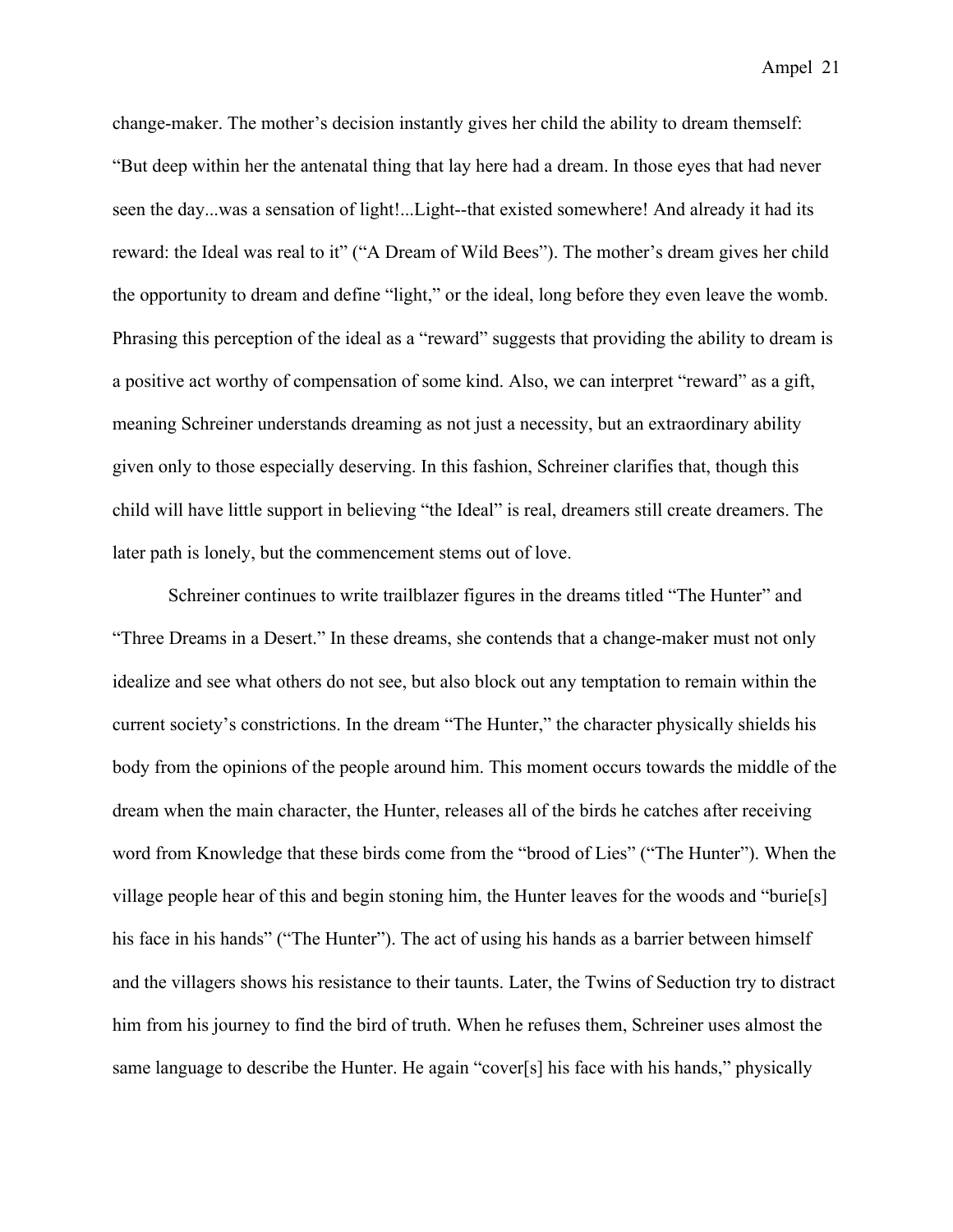change-maker. The mother's decision instantly gives her child the ability to dream themself: "But deep within her the antenatal thing that lay here had a dream. In those eyes that had never seen the day...was a sensation of light!...Light--that existed somewhere! And already it had its reward: the Ideal was real to it" ("A Dream of Wild Bees"). The mother's dream gives her child the opportunity to dream and define "light," or the ideal, long before they even leave the womb. Phrasing this perception of the ideal as a "reward" suggests that providing the ability to dream is a positive act worthy of compensation of some kind. Also, we can interpret "reward" as a gift, meaning Schreiner understands dreaming as not just a necessity, but an extraordinary ability given only to those especially deserving. In this fashion, Schreiner clarifies that, though this child will have little support in believing "the Ideal" is real, dreamers still create dreamers. The later path is lonely, but the commencement stems out of love.

Schreiner continues to write trailblazer figures in the dreams titled "The Hunter" and "Three Dreams in a Desert." In these dreams, she contends that a change-maker must not only idealize and see what others do not see, but also block out any temptation to remain within the current society's constrictions. In the dream "The Hunter," the character physically shields his body from the opinions of the people around him. This moment occurs towards the middle of the dream when the main character, the Hunter, releases all of the birds he catches after receiving word from Knowledge that these birds come from the "brood of Lies" ("The Hunter"). When the village people hear of this and begin stoning him, the Hunter leaves for the woods and "burie[s] his face in his hands" ("The Hunter"). The act of using his hands as a barrier between himself and the villagers shows his resistance to their taunts. Later, the Twins of Seduction try to distract him from his journey to find the bird of truth. When he refuses them, Schreiner uses almost the same language to describe the Hunter. He again "cover[s] his face with his hands," physically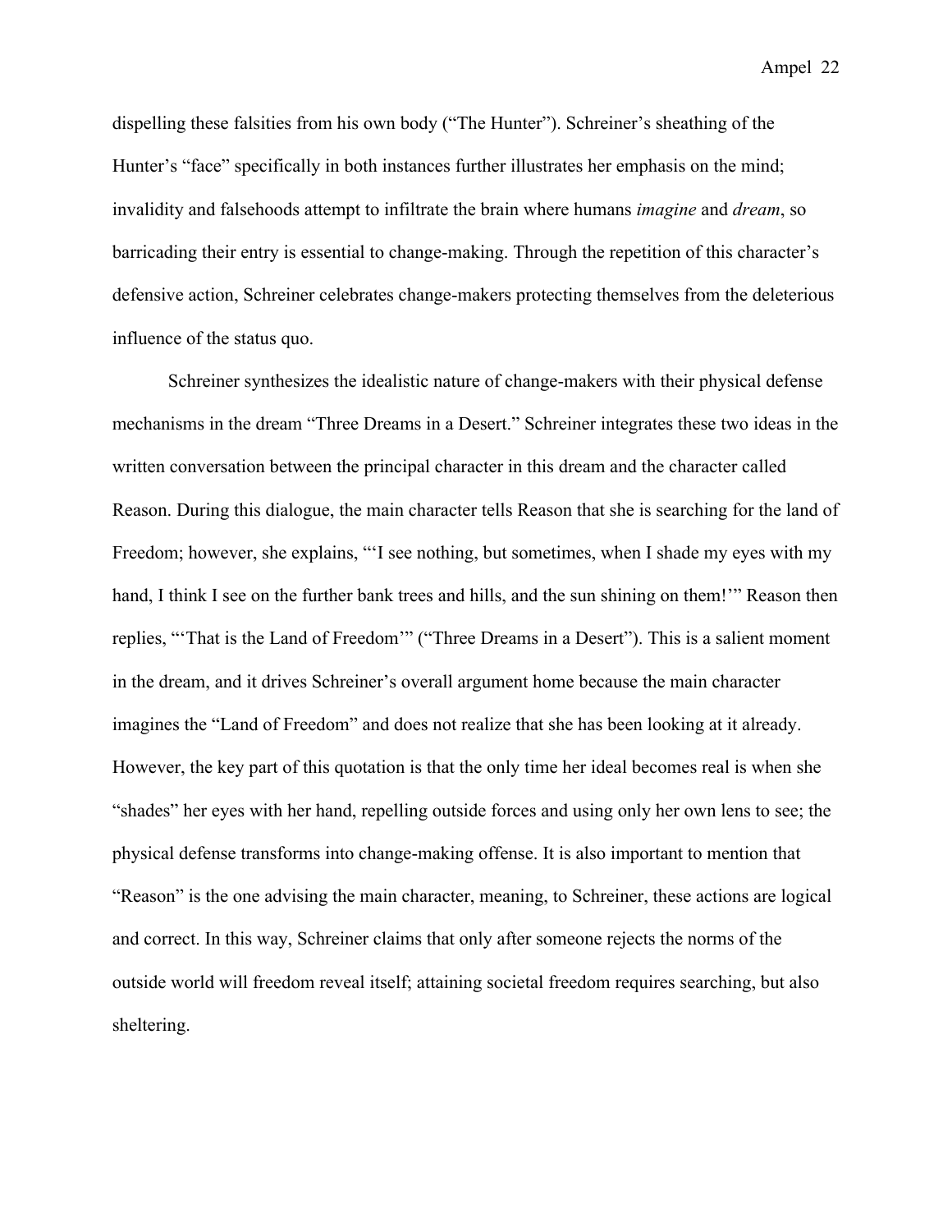dispelling these falsities from his own body ("The Hunter"). Schreiner's sheathing of the Hunter's "face" specifically in both instances further illustrates her emphasis on the mind; invalidity and falsehoods attempt to infiltrate the brain where humans *imagine* and *dream*, so barricading their entry is essential to change-making. Through the repetition of this character's defensive action, Schreiner celebrates change-makers protecting themselves from the deleterious influence of the status quo.

Schreiner synthesizes the idealistic nature of change-makers with their physical defense mechanisms in the dream "Three Dreams in a Desert." Schreiner integrates these two ideas in the written conversation between the principal character in this dream and the character called Reason. During this dialogue, the main character tells Reason that she is searching for the land of Freedom; however, she explains, "'I see nothing, but sometimes, when I shade my eyes with my hand, I think I see on the further bank trees and hills, and the sun shining on them!'" Reason then replies, "'That is the Land of Freedom'" ("Three Dreams in a Desert"). This is a salient moment in the dream, and it drives Schreiner's overall argument home because the main character imagines the "Land of Freedom" and does not realize that she has been looking at it already. However, the key part of this quotation is that the only time her ideal becomes real is when she "shades" her eyes with her hand, repelling outside forces and using only her own lens to see; the physical defense transforms into change-making offense. It is also important to mention that "Reason" is the one advising the main character, meaning, to Schreiner, these actions are logical and correct. In this way, Schreiner claims that only after someone rejects the norms of the outside world will freedom reveal itself; attaining societal freedom requires searching, but also sheltering.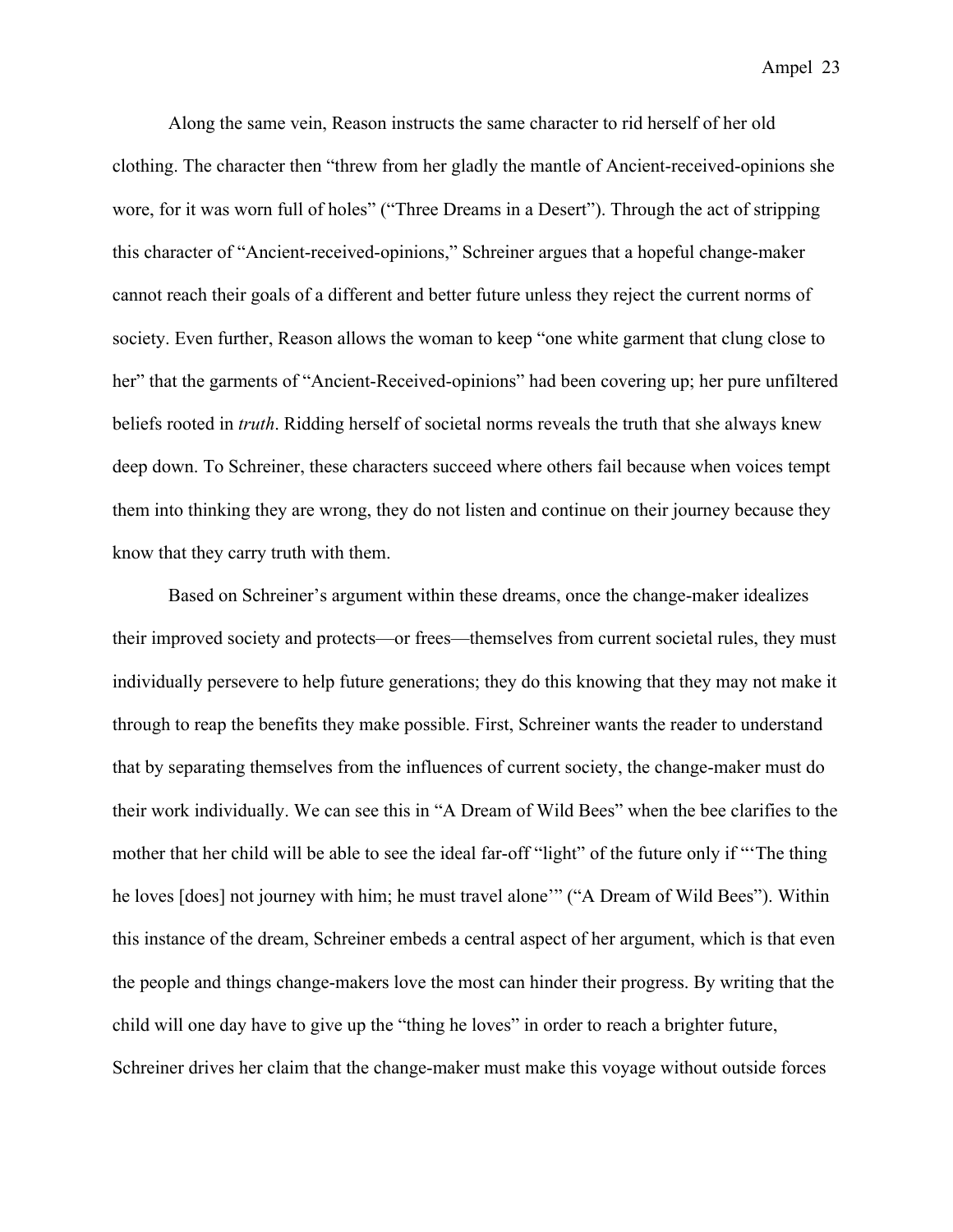Along the same vein, Reason instructs the same character to rid herself of her old clothing. The character then "threw from her gladly the mantle of Ancient-received-opinions she wore, for it was worn full of holes" ("Three Dreams in a Desert"). Through the act of stripping this character of "Ancient-received-opinions," Schreiner argues that a hopeful change-maker cannot reach their goals of a different and better future unless they reject the current norms of society. Even further, Reason allows the woman to keep "one white garment that clung close to her" that the garments of "Ancient-Received-opinions" had been covering up; her pure unfiltered beliefs rooted in *truth*. Ridding herself of societal norms reveals the truth that she always knew deep down. To Schreiner, these characters succeed where others fail because when voices tempt them into thinking they are wrong, they do not listen and continue on their journey because they know that they carry truth with them.

Based on Schreiner's argument within these dreams, once the change-maker idealizes their improved society and protects—or frees—themselves from current societal rules, they must individually persevere to help future generations; they do this knowing that they may not make it through to reap the benefits they make possible. First, Schreiner wants the reader to understand that by separating themselves from the influences of current society, the change-maker must do their work individually. We can see this in "A Dream of Wild Bees" when the bee clarifies to the mother that her child will be able to see the ideal far-off "light" of the future only if "'The thing he loves [does] not journey with him; he must travel alone'" ("A Dream of Wild Bees"). Within this instance of the dream, Schreiner embeds a central aspect of her argument, which is that even the people and things change-makers love the most can hinder their progress. By writing that the child will one day have to give up the "thing he loves" in order to reach a brighter future, Schreiner drives her claim that the change-maker must make this voyage without outside forces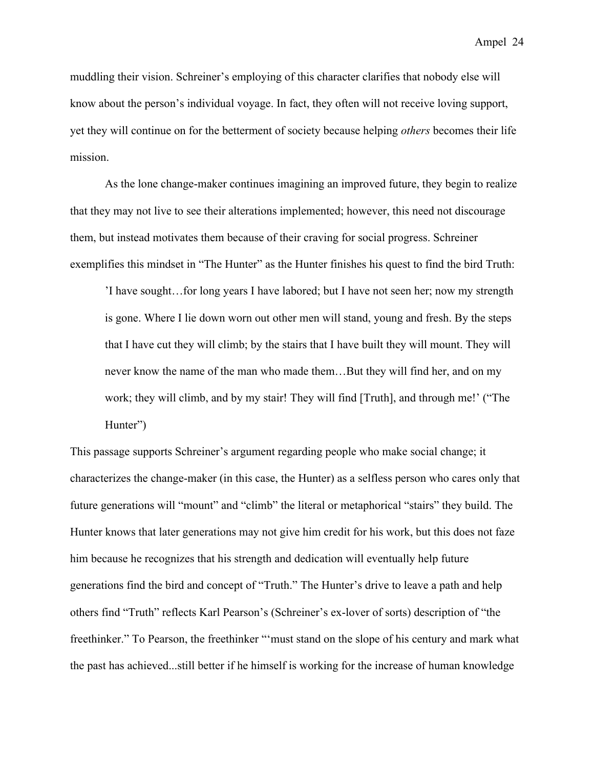muddling their vision. Schreiner's employing of this character clarifies that nobody else will know about the person's individual voyage. In fact, they often will not receive loving support, yet they will continue on for the betterment of society because helping *others* becomes their life mission.

As the lone change-maker continues imagining an improved future, they begin to realize that they may not live to see their alterations implemented; however, this need not discourage them, but instead motivates them because of their craving for social progress. Schreiner exemplifies this mindset in "The Hunter" as the Hunter finishes his quest to find the bird Truth:

> 'I have sought…for long years I have labored; but I have not seen her; now my strength is gone. Where I lie down worn out other men will stand, young and fresh. By the steps that I have cut they will climb; by the stairs that I have built they will mount. They will never know the name of the man who made them…But they will find her, and on my work; they will climb, and by my stair! They will find [Truth], and through me!' ("The Hunter")

This passage supports Schreiner's argument regarding people who make social change; it characterizes the change-maker (in this case, the Hunter) as a selfless person who cares only that future generations will "mount" and "climb" the literal or metaphorical "stairs" they build. The Hunter knows that later generations may not give him credit for his work, but this does not faze him because he recognizes that his strength and dedication will eventually help future generations find the bird and concept of "Truth." The Hunter's drive to leave a path and help others find "Truth" reflects Karl Pearson's (Schreiner's ex-lover of sorts) description of "the freethinker." To Pearson, the freethinker "'must stand on the slope of his century and mark what the past has achieved...still better if he himself is working for the increase of human knowledge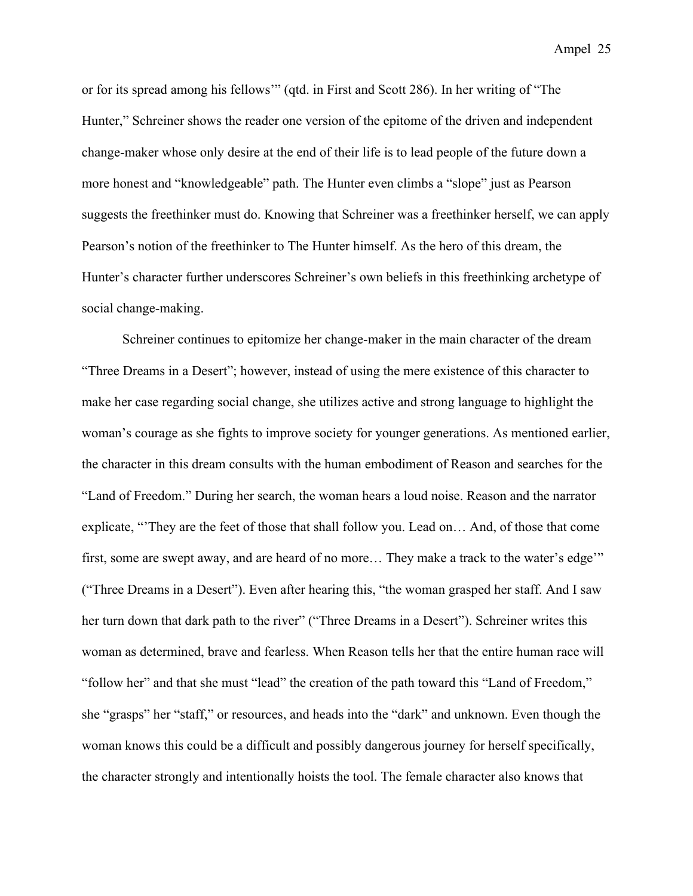or for its spread among his fellows'" (qtd. in First and Scott 286). In her writing of "The Hunter," Schreiner shows the reader one version of the epitome of the driven and independent change-maker whose only desire at the end of their life is to lead people of the future down a more honest and "knowledgeable" path. The Hunter even climbs a "slope" just as Pearson suggests the freethinker must do. Knowing that Schreiner was a freethinker herself, we can apply Pearson's notion of the freethinker to The Hunter himself. As the hero of this dream, the Hunter's character further underscores Schreiner's own beliefs in this freethinking archetype of social change-making.

Schreiner continues to epitomize her change-maker in the main character of the dream "Three Dreams in a Desert"; however, instead of using the mere existence of this character to make her case regarding social change, she utilizes active and strong language to highlight the woman's courage as she fights to improve society for younger generations. As mentioned earlier, the character in this dream consults with the human embodiment of Reason and searches for the "Land of Freedom." During her search, the woman hears a loud noise. Reason and the narrator explicate, "'They are the feet of those that shall follow you. Lead on… And, of those that come first, some are swept away, and are heard of no more… They make a track to the water's edge'" ("Three Dreams in a Desert"). Even after hearing this, "the woman grasped her staff. And I saw her turn down that dark path to the river" ("Three Dreams in a Desert"). Schreiner writes this woman as determined, brave and fearless. When Reason tells her that the entire human race will "follow her" and that she must "lead" the creation of the path toward this "Land of Freedom," she "grasps" her "staff," or resources, and heads into the "dark" and unknown. Even though the woman knows this could be a difficult and possibly dangerous journey for herself specifically, the character strongly and intentionally hoists the tool. The female character also knows that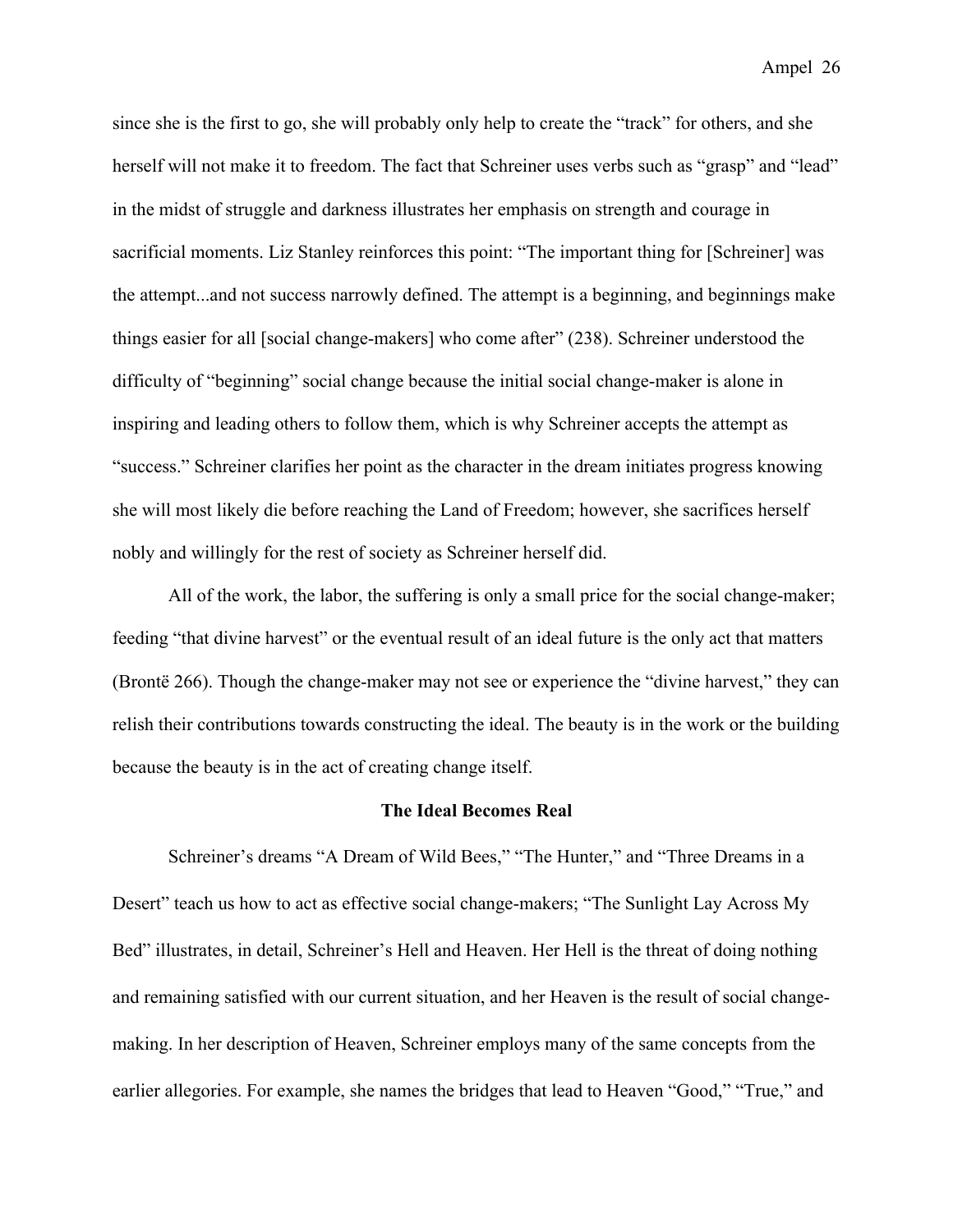since she is the first to go, she will probably only help to create the "track" for others, and she herself will not make it to freedom. The fact that Schreiner uses verbs such as "grasp" and "lead" in the midst of struggle and darkness illustrates her emphasis on strength and courage in sacrificial moments. Liz Stanley reinforces this point: "The important thing for [Schreiner] was the attempt...and not success narrowly defined. The attempt is a beginning, and beginnings make things easier for all [social change-makers] who come after" (238). Schreiner understood the difficulty of "beginning" social change because the initial social change-maker is alone in inspiring and leading others to follow them, which is why Schreiner accepts the attempt as "success." Schreiner clarifies her point as the character in the dream initiates progress knowing she will most likely die before reaching the Land of Freedom; however, she sacrifices herself nobly and willingly for the rest of society as Schreiner herself did.

All of the work, the labor, the suffering is only a small price for the social change-maker; feeding "that divine harvest" or the eventual result of an ideal future is the only act that matters (Brontë 266). Though the change-maker may not see or experience the "divine harvest," they can relish their contributions towards constructing the ideal. The beauty is in the work or the building because the beauty is in the act of creating change itself.

### The Ideal Becomes Real

Schreiner's dreams "A Dream of Wild Bees," "The Hunter," and "Three Dreams in a Desert" teach us how to act as effective social change-makers; "The Sunlight Lay Across My Bed" illustrates, in detail, Schreiner's Hell and Heaven. Her Hell is the threat of doing nothing and remaining satisfied with our current situation, and her Heaven is the result of social change-making. In her description of Heaven, Schreiner employs many of the same concepts from the earlier allegories. For example, she names the bridges that lead to Heaven "Good," "True," and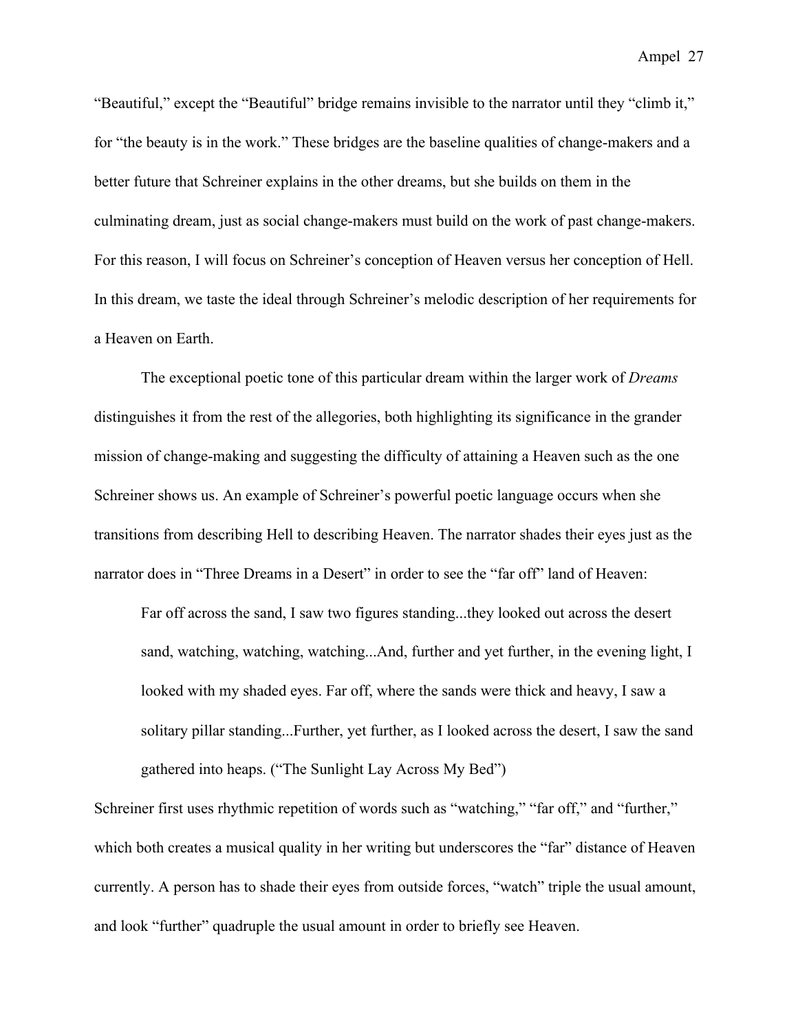"Beautiful," except the "Beautiful" bridge remains invisible to the narrator until they "climb it," for "the beauty is in the work." These bridges are the baseline qualities of change-makers and a better future that Schreiner explains in the other dreams, but she builds on them in the culminating dream, just as social change-makers must build on the work of past change-makers. For this reason, I will focus on Schreiner's conception of Heaven versus her conception of Hell. In this dream, we taste the ideal through Schreiner's melodic description of her requirements for a Heaven on Earth.

The exceptional poetic tone of this particular dream within the larger work of *Dreams* distinguishes it from the rest of the allegories, both highlighting its significance in the grander mission of change-making and suggesting the difficulty of attaining a Heaven such as the one Schreiner shows us. An example of Schreiner's powerful poetic language occurs when she transitions from describing Hell to describing Heaven. The narrator shades their eyes just as the narrator does in "Three Dreams in a Desert" in order to see the "far off" land of Heaven:

> Far off across the sand, I saw two figures standing...they looked out across the desert sand, watching, watching, watching...And, further and yet further, in the evening light, I looked with my shaded eyes. Far off, where the sands were thick and heavy, I saw a solitary pillar standing...Further, yet further, as I looked across the desert, I saw the sand gathered into heaps. ("The Sunlight Lay Across My Bed")

Schreiner first uses rhythmic repetition of words such as "watching," "far off," and "further," which both creates a musical quality in her writing but underscores the "far" distance of Heaven currently. A person has to shade their eyes from outside forces, "watch" triple the usual amount, and look "further" quadruple the usual amount in order to briefly see Heaven.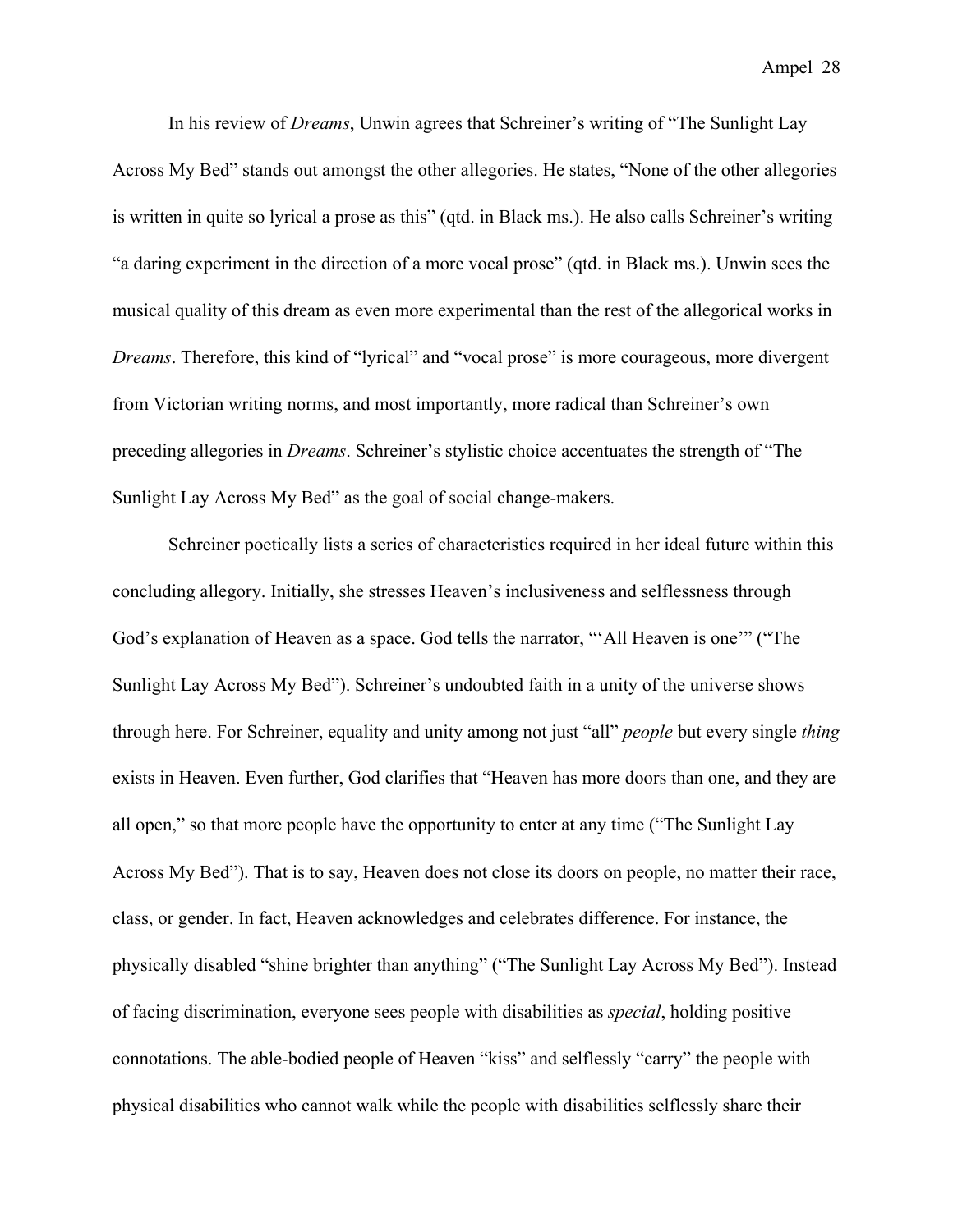In his review of *Dreams*, Unwin agrees that Schreiner's writing of "The Sunlight Lay Across My Bed" stands out amongst the other allegories. He states, "None of the other allegories is written in quite so lyrical a prose as this" (qtd. in Black ms.). He also calls Schreiner's writing "a daring experiment in the direction of a more vocal prose" (qtd. in Black ms.). Unwin sees the musical quality of this dream as even more experimental than the rest of the allegorical works in *Dreams*. Therefore, this kind of "lyrical" and "vocal prose" is more courageous, more divergent from Victorian writing norms, and most importantly, more radical than Schreiner's own preceding allegories in *Dreams*. Schreiner's stylistic choice accentuates the strength of "The Sunlight Lay Across My Bed" as the goal of social change-makers.

Schreiner poetically lists a series of characteristics required in her ideal future within this concluding allegory. Initially, she stresses Heaven's inclusiveness and selflessness through God's explanation of Heaven as a space. God tells the narrator, "'All Heaven is one'" ("The Sunlight Lay Across My Bed"). Schreiner's undoubted faith in a unity of the universe shows through here. For Schreiner, equality and unity among not just "all" *people* but every single *thing* exists in Heaven. Even further, God clarifies that "Heaven has more doors than one, and they are all open," so that more people have the opportunity to enter at any time ("The Sunlight Lay Across My Bed"). That is to say, Heaven does not close its doors on people, no matter their race, class, or gender. In fact, Heaven acknowledges and celebrates difference. For instance, the physically disabled "shine brighter than anything" ("The Sunlight Lay Across My Bed"). Instead of facing discrimination, everyone sees people with disabilities as *special*, holding positive connotations. The able-bodied people of Heaven "kiss" and selflessly "carry" the people with physical disabilities who cannot walk while the people with disabilities selflessly share their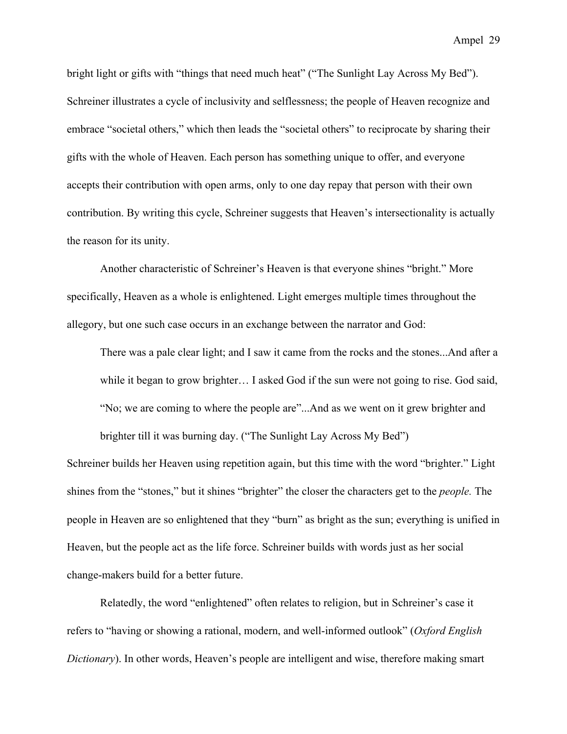bright light or gifts with "things that need much heat" ("The Sunlight Lay Across My Bed"). Schreiner illustrates a cycle of inclusivity and selflessness; the people of Heaven recognize and embrace "societal others," which then leads the "societal others" to reciprocate by sharing their gifts with the whole of Heaven. Each person has something unique to offer, and everyone accepts their contribution with open arms, only to one day repay that person with their own contribution. By writing this cycle, Schreiner suggests that Heaven's intersectionality is actually the reason for its unity.

Another characteristic of Schreiner's Heaven is that everyone shines "bright." More specifically, Heaven as a whole is enlightened. Light emerges multiple times throughout the allegory, but one such case occurs in an exchange between the narrator and God:

> There was a pale clear light; and I saw it came from the rocks and the stones...And after a while it began to grow brighter… I asked God if the sun were not going to rise. God said, "No; we are coming to where the people are"...And as we went on it grew brighter and brighter till it was burning day. ("The Sunlight Lay Across My Bed")

Schreiner builds her Heaven using repetition again, but this time with the word "brighter." Light shines from the "stones," but it shines "brighter" the closer the characters get to the *people.* The people in Heaven are so enlightened that they "burn" as bright as the sun; everything is unified in Heaven, but the people act as the life force. Schreiner builds with words just as her social change-makers build for a better future.

Relatedly, the word "enlightened" often relates to religion, but in Schreiner's case it refers to "having or showing a rational, modern, and well-informed outlook" (*Oxford English Dictionary*). In other words, Heaven's people are intelligent and wise, therefore making smart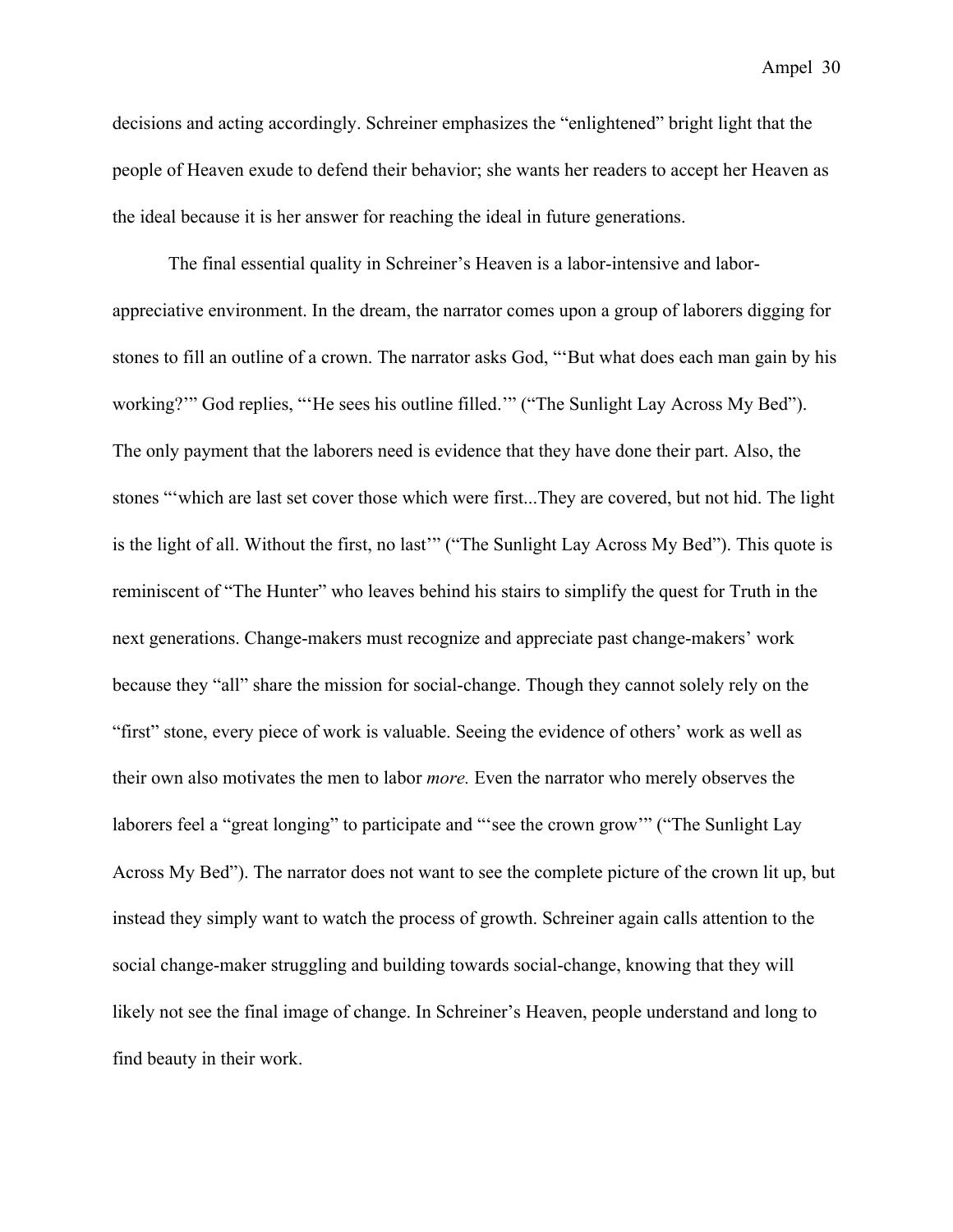decisions and acting accordingly. Schreiner emphasizes the "enlightened" bright light that the people of Heaven exude to defend their behavior; she wants her readers to accept her Heaven as the ideal because it is her answer for reaching the ideal in future generations.

The final essential quality in Schreiner's Heaven is a labor-intensive and labor-appreciative environment. In the dream, the narrator comes upon a group of laborers digging for stones to fill an outline of a crown. The narrator asks God, "'But what does each man gain by his working?'" God replies, "'He sees his outline filled.'" ("The Sunlight Lay Across My Bed"). The only payment that the laborers need is evidence that they have done their part. Also, the stones "'which are last set cover those which were first...They are covered, but not hid. The light is the light of all. Without the first, no last'" ("The Sunlight Lay Across My Bed"). This quote is reminiscent of "The Hunter" who leaves behind his stairs to simplify the quest for Truth in the next generations. Change-makers must recognize and appreciate past change-makers' work because they "all" share the mission for social-change. Though they cannot solely rely on the "first" stone, every piece of work is valuable. Seeing the evidence of others' work as well as their own also motivates the men to labor *more.* Even the narrator who merely observes the laborers feel a "great longing" to participate and "'see the crown grow'" ("The Sunlight Lay Across My Bed"). The narrator does not want to see the complete picture of the crown lit up, but instead they simply want to watch the process of growth. Schreiner again calls attention to the social change-maker struggling and building towards social-change, knowing that they will likely not see the final image of change. In Schreiner's Heaven, people understand and long to find beauty in their work.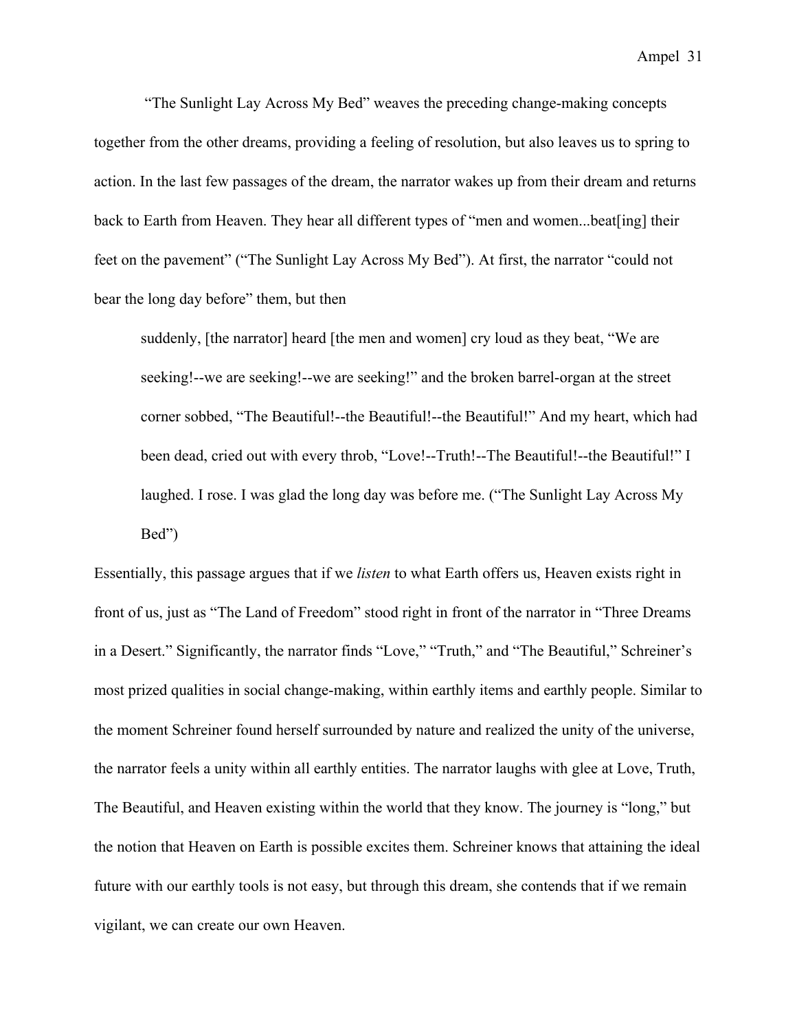"The Sunlight Lay Across My Bed" weaves the preceding change-making concepts together from the other dreams, providing a feeling of resolution, but also leaves us to spring to action. In the last few passages of the dream, the narrator wakes up from their dream and returns back to Earth from Heaven. They hear all different types of "men and women...beat[ing] their feet on the pavement" ("The Sunlight Lay Across My Bed"). At first, the narrator "could not bear the long day before" them, but then

> suddenly, [the narrator] heard [the men and women] cry loud as they beat, "We are seeking!--we are seeking!--we are seeking!" and the broken barrel-organ at the street corner sobbed, "The Beautiful!--the Beautiful!--the Beautiful!" And my heart, which had been dead, cried out with every throb, "Love!--Truth!--The Beautiful!--the Beautiful!" I laughed. I rose. I was glad the long day was before me. ("The Sunlight Lay Across My Bed")

Essentially, this passage argues that if we *listen* to what Earth offers us, Heaven exists right in front of us, just as "The Land of Freedom" stood right in front of the narrator in "Three Dreams in a Desert." Significantly, the narrator finds "Love," "Truth," and "The Beautiful," Schreiner's most prized qualities in social change-making, within earthly items and earthly people. Similar to the moment Schreiner found herself surrounded by nature and realized the unity of the universe, the narrator feels a unity within all earthly entities. The narrator laughs with glee at Love, Truth, The Beautiful, and Heaven existing within the world that they know. The journey is "long," but the notion that Heaven on Earth is possible excites them. Schreiner knows that attaining the ideal future with our earthly tools is not easy, but through this dream, she contends that if we remain vigilant, we can create our own Heaven.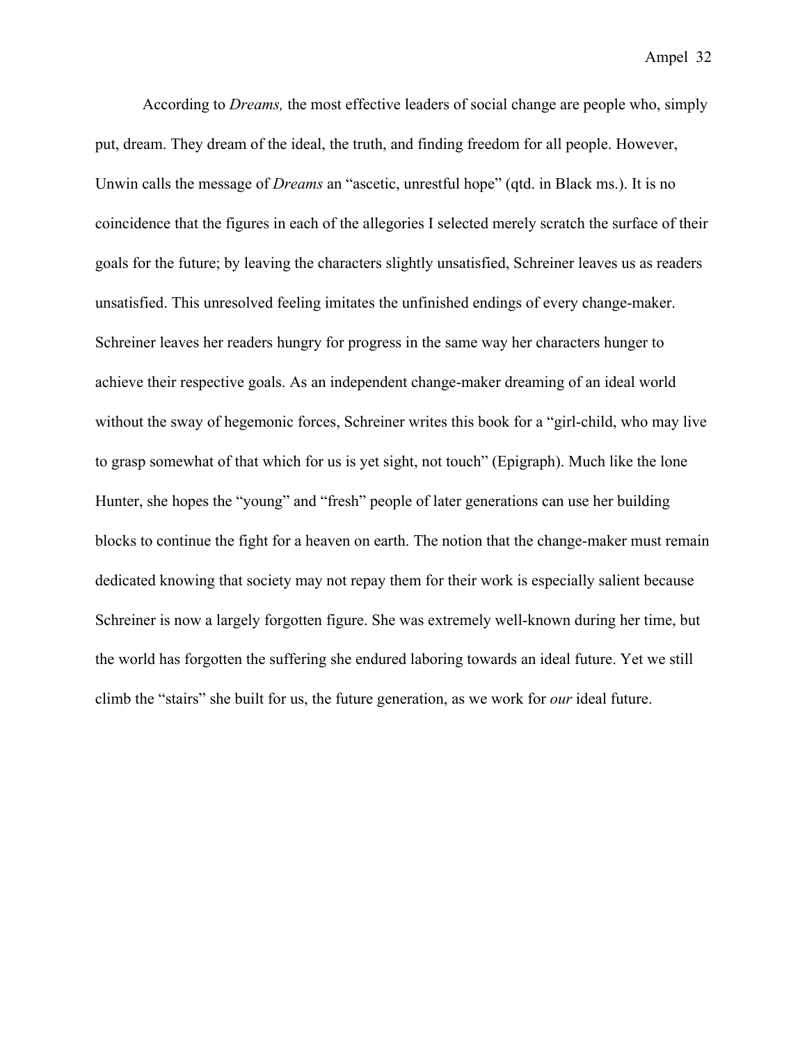According to *Dreams,* the most effective leaders of social change are people who, simply put, dream. They dream of the ideal, the truth, and finding freedom for all people. However, Unwin calls the message of *Dreams* an "ascetic, unrestful hope" (qtd. in Black ms.). It is no coincidence that the figures in each of the allegories I selected merely scratch the surface of their goals for the future; by leaving the characters slightly unsatisfied, Schreiner leaves us as readers unsatisfied. This unresolved feeling imitates the unfinished endings of every change-maker. Schreiner leaves her readers hungry for progress in the same way her characters hunger to achieve their respective goals. As an independent change-maker dreaming of an ideal world without the sway of hegemonic forces, Schreiner writes this book for a "girl-child, who may live to grasp somewhat of that which for us is yet sight, not touch" (Epigraph). Much like the lone Hunter, she hopes the "young" and "fresh" people of later generations can use her building blocks to continue the fight for a heaven on earth. The notion that the change-maker must remain dedicated knowing that society may not repay them for their work is especially salient because Schreiner is now a largely forgotten figure. She was extremely well-known during her time, but the world has forgotten the suffering she endured laboring towards an ideal future. Yet we still climb the "stairs" she built for us, the future generation, as we work for *our* ideal future.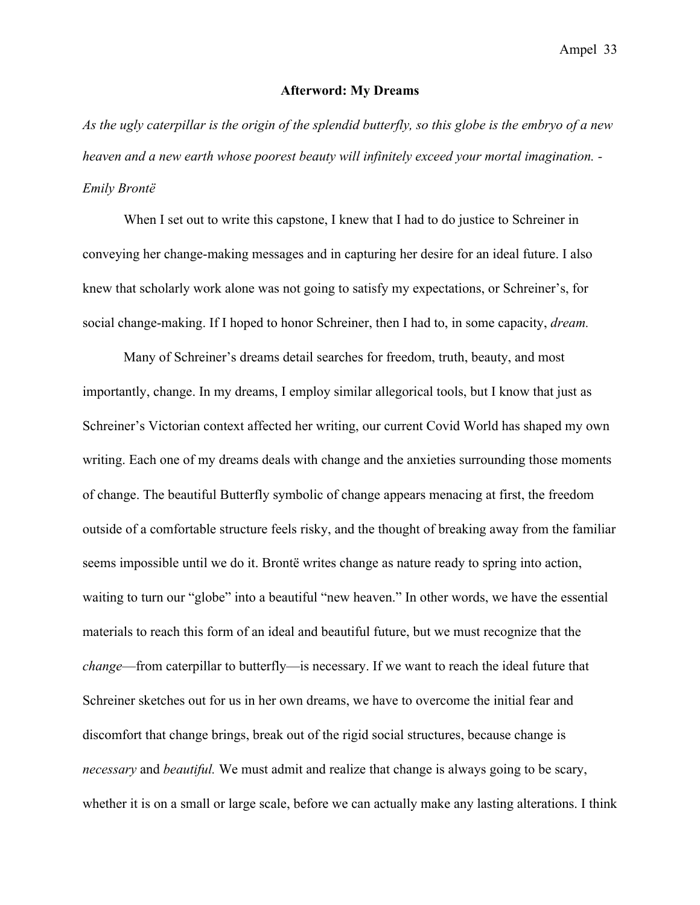## Afterword: My Dreams

*As the ugly caterpillar is the origin of the splendid butterfly, so this globe is the embryo of a new heaven and a new earth whose poorest beauty will infinitely exceed your mortal imagination. - Emily Brontë*

When I set out to write this capstone, I knew that I had to do justice to Schreiner in conveying her change-making messages and in capturing her desire for an ideal future. I also knew that scholarly work alone was not going to satisfy my expectations, or Schreiner's, for social change-making. If I hoped to honor Schreiner, then I had to, in some capacity, *dream.*

Many of Schreiner's dreams detail searches for freedom, truth, beauty, and most importantly, change. In my dreams, I employ similar allegorical tools, but I know that just as Schreiner's Victorian context affected her writing, our current Covid World has shaped my own writing. Each one of my dreams deals with change and the anxieties surrounding those moments of change. The beautiful Butterfly symbolic of change appears menacing at first, the freedom outside of a comfortable structure feels risky, and the thought of breaking away from the familiar seems impossible until we do it. Brontë writes change as nature ready to spring into action, waiting to turn our "globe" into a beautiful "new heaven." In other words, we have the essential materials to reach this form of an ideal and beautiful future, but we must recognize that the *change*—from caterpillar to butterfly—is necessary. If we want to reach the ideal future that Schreiner sketches out for us in her own dreams, we have to overcome the initial fear and discomfort that change brings, break out of the rigid social structures, because change is *necessary* and *beautiful.* We must admit and realize that change is always going to be scary, whether it is on a small or large scale, before we can actually make any lasting alterations. I think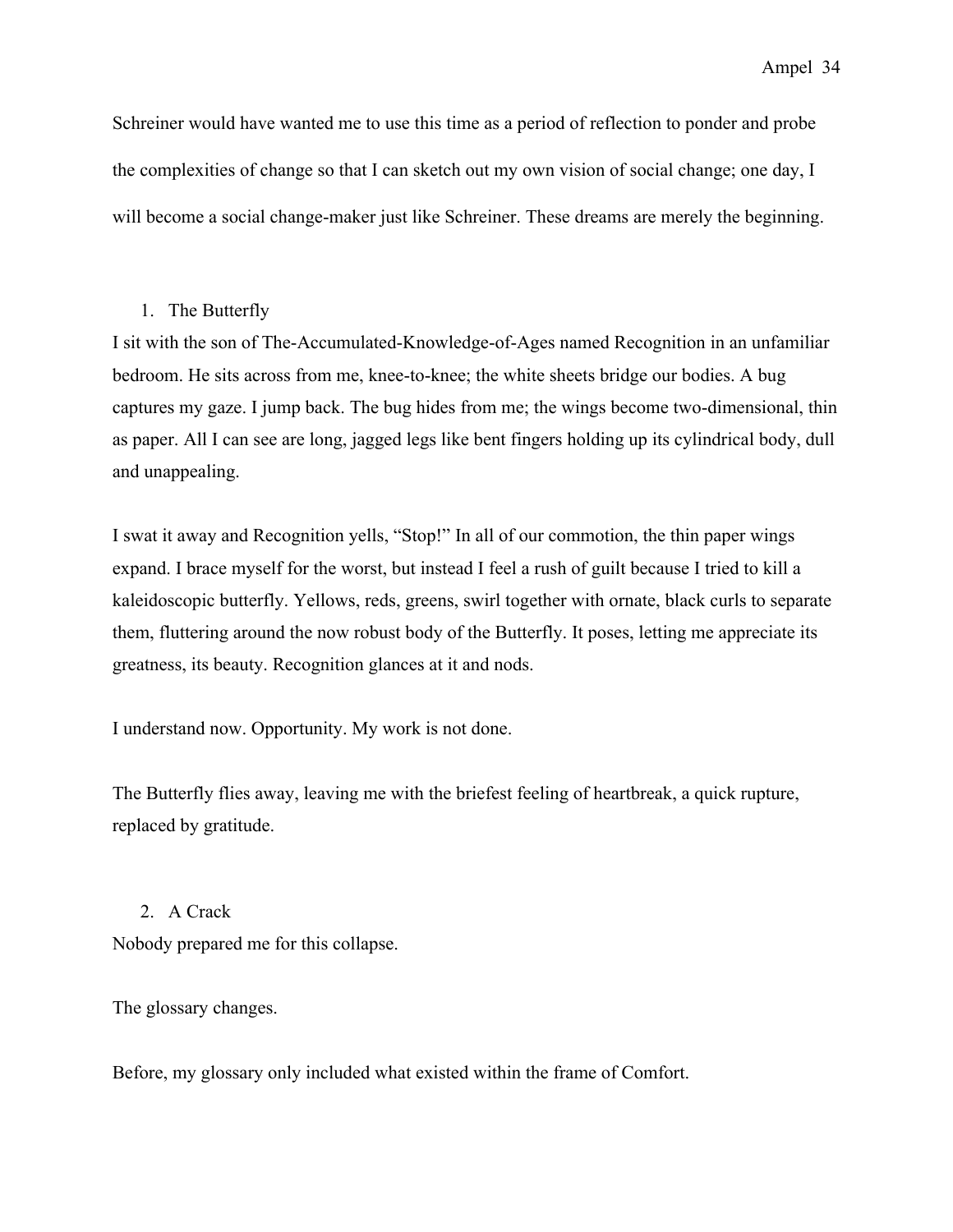Schreiner would have wanted me to use this time as a period of reflection to ponder and probe the complexities of change so that I can sketch out my own vision of social change; one day, I will become a social change-maker just like Schreiner. These dreams are merely the beginning.

1. The Butterfly

I sit with the son of The-Accumulated-Knowledge-of-Ages named Recognition in an unfamiliar bedroom. He sits across from me, knee-to-knee; the white sheets bridge our bodies. A bug captures my gaze. I jump back. The bug hides from me; the wings become two-dimensional, thin as paper. All I can see are long, jagged legs like bent fingers holding up its cylindrical body, dull and unappealing.

I swat it away and Recognition yells, "Stop!" In all of our commotion, the thin paper wings expand. I brace myself for the worst, but instead I feel a rush of guilt because I tried to kill a kaleidoscopic butterfly. Yellows, reds, greens, swirl together with ornate, black curls to separate them, fluttering around the now robust body of the Butterfly. It poses, letting me appreciate its greatness, its beauty. Recognition glances at it and nods.

I understand now. Opportunity. My work is not done.

The Butterfly flies away, leaving me with the briefest feeling of heartbreak, a quick rupture, replaced by gratitude.

2. A Crack

Nobody prepared me for this collapse.

The glossary changes.

Before, my glossary only included what existed within the frame of Comfort.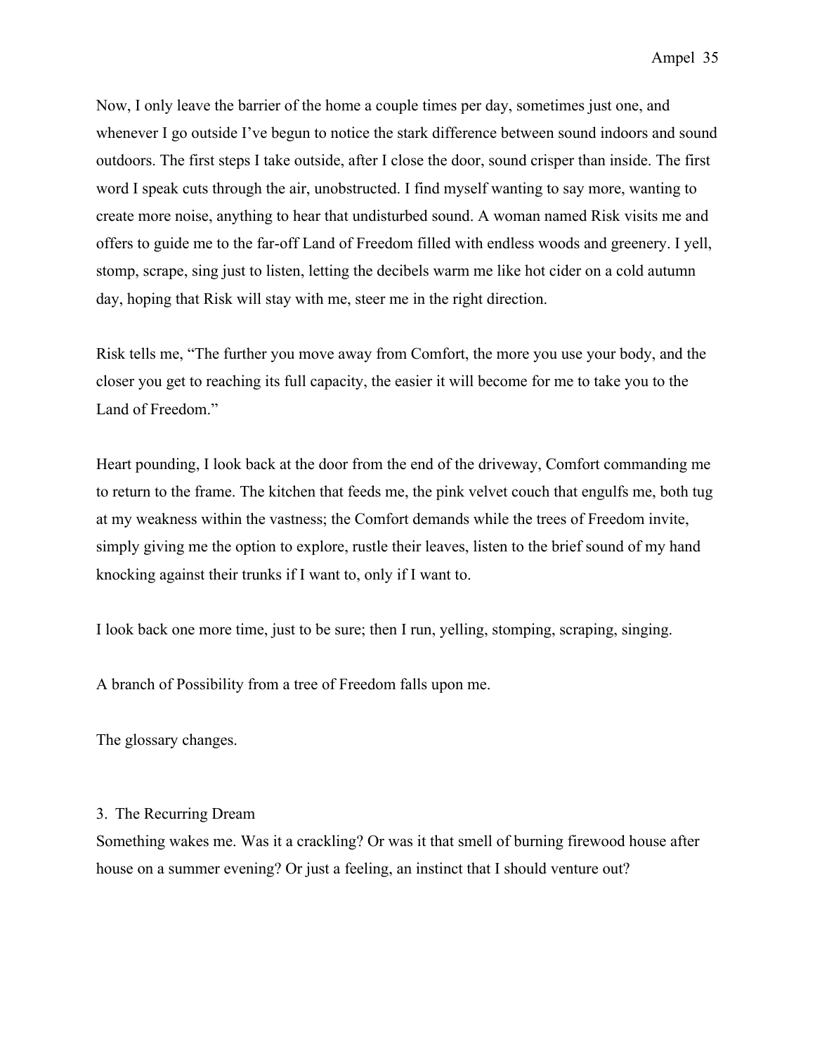Now, I only leave the barrier of the home a couple times per day, sometimes just one, and whenever I go outside I've begun to notice the stark difference between sound indoors and sound outdoors. The first steps I take outside, after I close the door, sound crisper than inside. The first word I speak cuts through the air, unobstructed. I find myself wanting to say more, wanting to create more noise, anything to hear that undisturbed sound. A woman named Risk visits me and offers to guide me to the far-off Land of Freedom filled with endless woods and greenery. I yell, stomp, scrape, sing just to listen, letting the decibels warm me like hot cider on a cold autumn day, hoping that Risk will stay with me, steer me in the right direction.

Risk tells me, "The further you move away from Comfort, the more you use your body, and the closer you get to reaching its full capacity, the easier it will become for me to take you to the Land of Freedom."

Heart pounding, I look back at the door from the end of the driveway, Comfort commanding me to return to the frame. The kitchen that feeds me, the pink velvet couch that engulfs me, both tug at my weakness within the vastness; the Comfort demands while the trees of Freedom invite, simply giving me the option to explore, rustle their leaves, listen to the brief sound of my hand knocking against their trunks if I want to, only if I want to.

I look back one more time, just to be sure; then I run, yelling, stomping, scraping, singing.

A branch of Possibility from a tree of Freedom falls upon me.

The glossary changes.

3. The Recurring Dream

Something wakes me. Was it a crackling? Or was it that smell of burning firewood house after house on a summer evening? Or just a feeling, an instinct that I should venture out?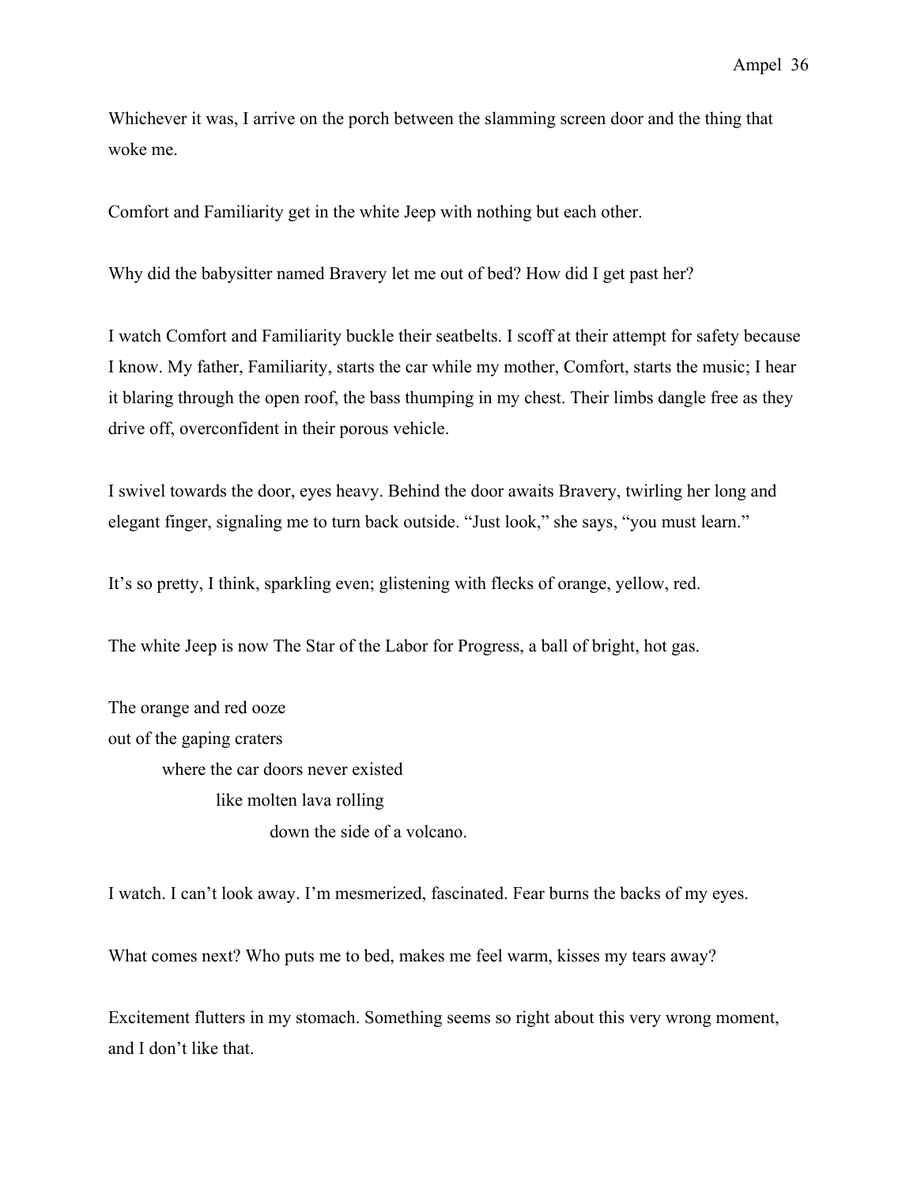Whichever it was, I arrive on the porch between the slamming screen door and the thing that woke me.

Comfort and Familiarity get in the white Jeep with nothing but each other.

Why did the babysitter named Bravery let me out of bed? How did I get past her?

I watch Comfort and Familiarity buckle their seatbelts. I scoff at their attempt for safety because I know. My father, Familiarity, starts the car while my mother, Comfort, starts the music; I hear it blaring through the open roof, the bass thumping in my chest. Their limbs dangle free as they drive off, overconfident in their porous vehicle.

I swivel towards the door, eyes heavy. Behind the door awaits Bravery, twirling her long and elegant finger, signaling me to turn back outside. "Just look," she says, "you must learn."

It's so pretty, I think, sparkling even; glistening with flecks of orange, yellow, red.

The white Jeep is now The Star of the Labor for Progress, a ball of bright, hot gas.

The orange and red ooze  
out of the gaping craters  
&nbsp;&nbsp;&nbsp;&nbsp;&nbsp;&nbsp;&nbsp;&nbsp;where the car doors never existed  
&nbsp;&nbsp;&nbsp;&nbsp;&nbsp;&nbsp;&nbsp;&nbsp;&nbsp;&nbsp;&nbsp;&nbsp;&nbsp;&nbsp;&nbsp;&nbsp;like molten lava rolling  
&nbsp;&nbsp;&nbsp;&nbsp;&nbsp;&nbsp;&nbsp;&nbsp;&nbsp;&nbsp;&nbsp;&nbsp;&nbsp;&nbsp;&nbsp;&nbsp;&nbsp;&nbsp;&nbsp;&nbsp;&nbsp;&nbsp;&nbsp;&nbsp;down the side of a volcano.

I watch. I can't look away. I'm mesmerized, fascinated. Fear burns the backs of my eyes.

What comes next? Who puts me to bed, makes me feel warm, kisses my tears away?

Excitement flutters in my stomach. Something seems so right about this very wrong moment, and I don't like that.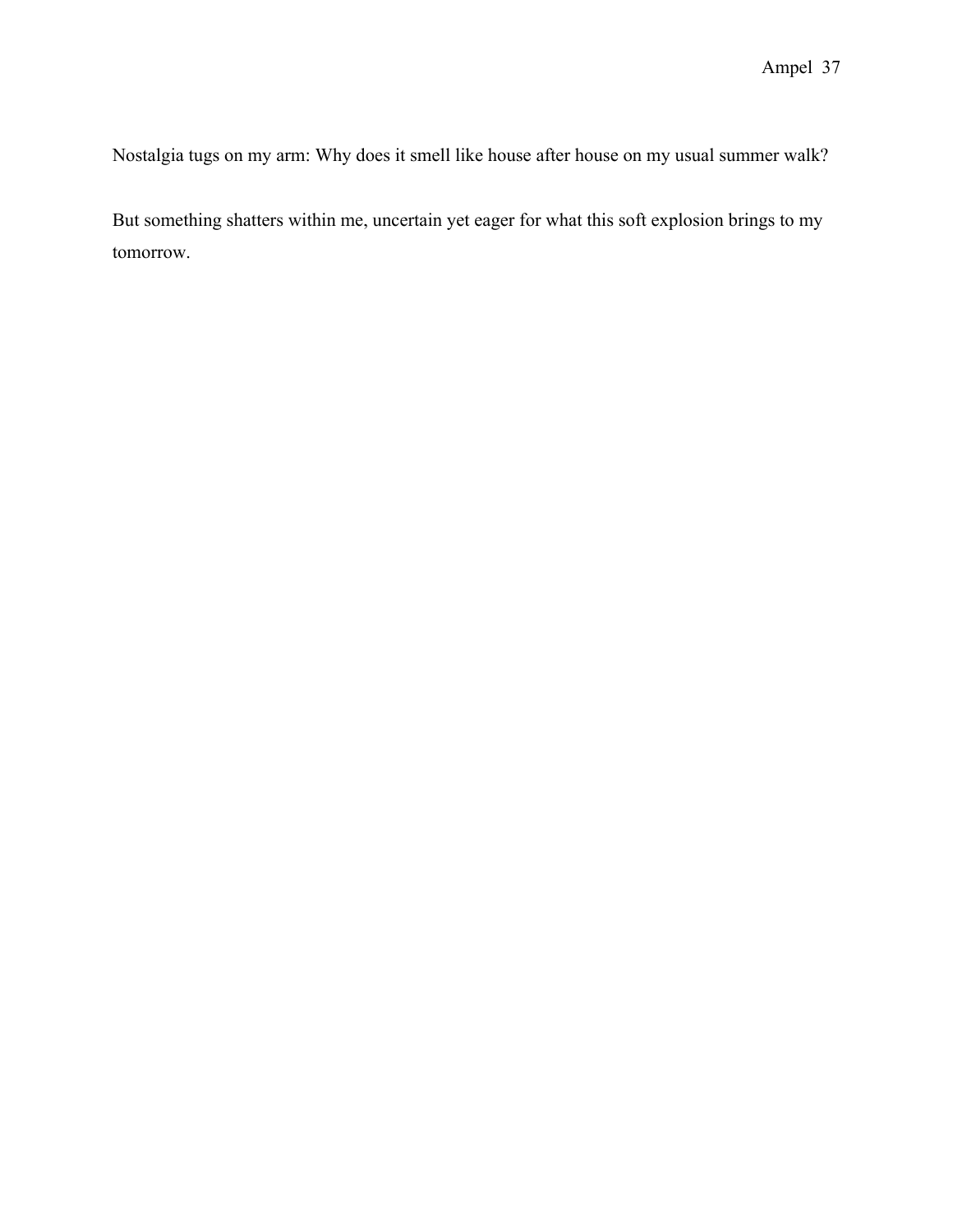Nostalgia tugs on my arm: Why does it smell like house after house on my usual summer walk?

But something shatters within me, uncertain yet eager for what this soft explosion brings to my tomorrow.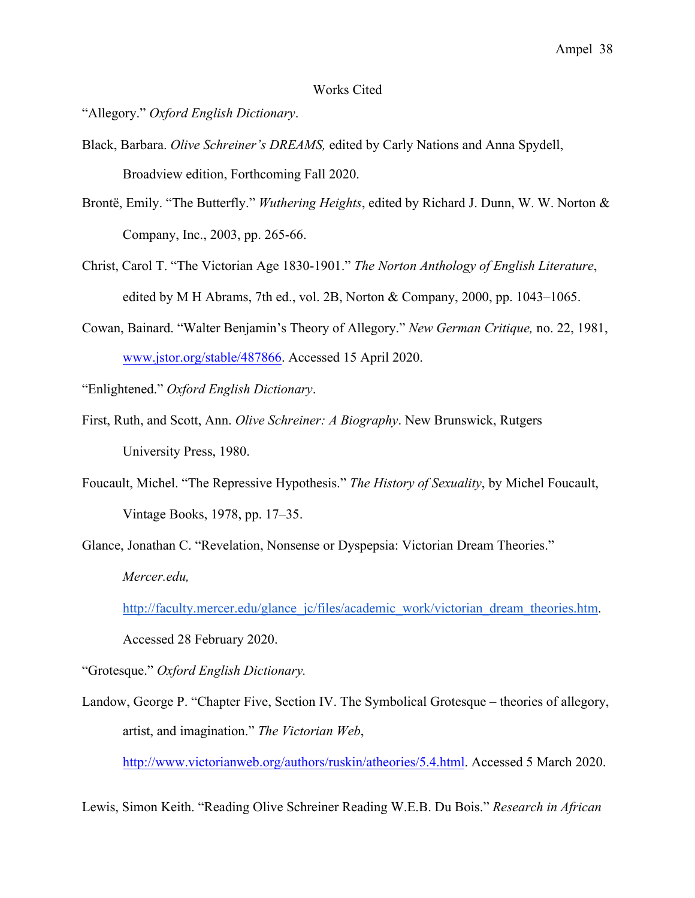# Works Cited

"Allegory." *Oxford English Dictionary*.

Black, Barbara. *Olive Schreiner's DREAMS,* edited by Carly Nations and Anna Spydell, Broadview edition, Forthcoming Fall 2020.

Brontë, Emily. "The Butterfly." *Wuthering Heights*, edited by Richard J. Dunn, W. W. Norton & Company, Inc., 2003, pp. 265-66.

Christ, Carol T. "The Victorian Age 1830-1901." *The Norton Anthology of English Literature*, edited by M H Abrams, 7th ed., vol. 2B, Norton & Company, 2000, pp. 1043–1065.

Cowan, Bainard. "Walter Benjamin's Theory of Allegory." *New German Critique,* no. 22, 1981, www.jstor.org/stable/487866. Accessed 15 April 2020.

"Enlightened." *Oxford English Dictionary*.

First, Ruth, and Scott, Ann. *Olive Schreiner: A Biography*. New Brunswick, Rutgers University Press, 1980.

Foucault, Michel. "The Repressive Hypothesis." *The History of Sexuality*, by Michel Foucault, Vintage Books, 1978, pp. 17–35.

Glance, Jonathan C. "Revelation, Nonsense or Dyspepsia: Victorian Dream Theories." *Mercer.edu,* http://faculty.mercer.edu/glance_jc/files/academic_work/victorian_dream_theories.htm. Accessed 28 February 2020.

"Grotesque." *Oxford English Dictionary.*

Landow, George P. "Chapter Five, Section IV. The Symbolical Grotesque – theories of allegory, artist, and imagination." *The Victorian Web*, http://www.victorianweb.org/authors/ruskin/atheories/5.4.html. Accessed 5 March 2020.

Lewis, Simon Keith. "Reading Olive Schreiner Reading W.E.B. Du Bois." *Research in African*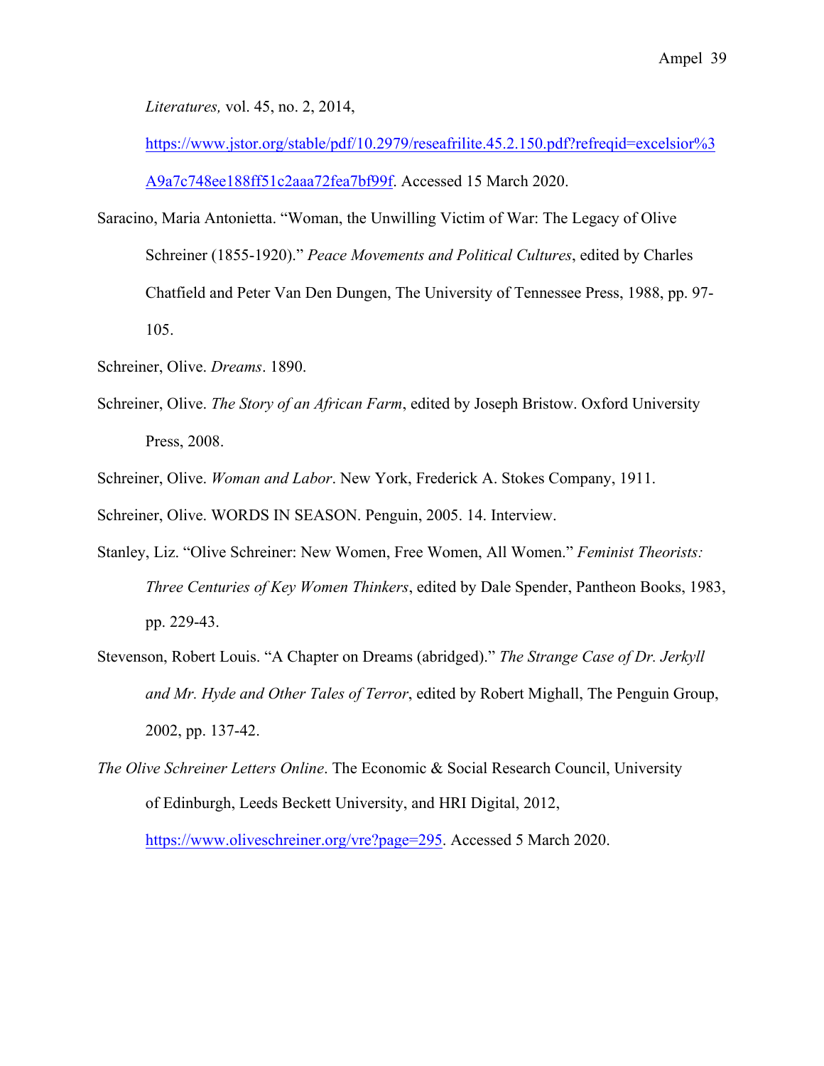*Literatures,* vol. 45, no. 2, 2014, https://www.jstor.org/stable/pdf/10.2979/reseafrilite.45.2.150.pdf?refreqid=excelsior%3A9a7c748ee188ff51c2aaa72fea7bf99f. Accessed 15 March 2020.

Saracino, Maria Antonietta. "Woman, the Unwilling Victim of War: The Legacy of Olive Schreiner (1855-1920)." *Peace Movements and Political Cultures*, edited by Charles Chatfield and Peter Van Den Dungen, The University of Tennessee Press, 1988, pp. 97-105.

Schreiner, Olive. *Dreams*. 1890.

Schreiner, Olive. *The Story of an African Farm*, edited by Joseph Bristow. Oxford University Press, 2008.

Schreiner, Olive. *Woman and Labor*. New York, Frederick A. Stokes Company, 1911.

Schreiner, Olive. WORDS IN SEASON. Penguin, 2005. 14. Interview.

Stanley, Liz. "Olive Schreiner: New Women, Free Women, All Women." *Feminist Theorists: Three Centuries of Key Women Thinkers*, edited by Dale Spender, Pantheon Books, 1983, pp. 229-43.

Stevenson, Robert Louis. "A Chapter on Dreams (abridged)." *The Strange Case of Dr. Jerkyll and Mr. Hyde and Other Tales of Terror*, edited by Robert Mighall, The Penguin Group, 2002, pp. 137-42.

*The Olive Schreiner Letters Online*. The Economic & Social Research Council, University of Edinburgh, Leeds Beckett University, and HRI Digital, 2012, https://www.oliveschreiner.org/vre?page=295. Accessed 5 March 2020.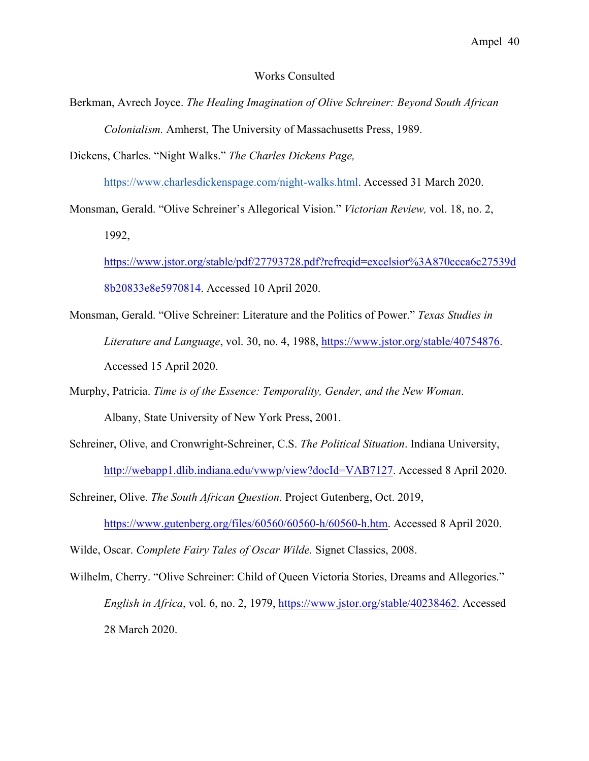# Works Consulted

Berkman, Avrech Joyce. *The Healing Imagination of Olive Schreiner: Beyond South African Colonialism.* Amherst, The University of Massachusetts Press, 1989.

Dickens, Charles. "Night Walks." *The Charles Dickens Page,* https://www.charlesdickenspage.com/night-walks.html. Accessed 31 March 2020.

Monsman, Gerald. "Olive Schreiner's Allegorical Vision." *Victorian Review,* vol. 18, no. 2, 1992, https://www.jstor.org/stable/pdf/27793728.pdf?refreqid=excelsior%3A870ccca6c27539d8b20833e8e5970814. Accessed 10 April 2020.

Monsman, Gerald. "Olive Schreiner: Literature and the Politics of Power." *Texas Studies in Literature and Language*, vol. 30, no. 4, 1988, https://www.jstor.org/stable/40754876. Accessed 15 April 2020.

Murphy, Patricia. *Time is of the Essence: Temporality, Gender, and the New Woman*. Albany, State University of New York Press, 2001.

Schreiner, Olive, and Cronwright-Schreiner, C.S. *The Political Situation*. Indiana University, http://webapp1.dlib.indiana.edu/vwwp/view?docId=VAB7127. Accessed 8 April 2020.

Schreiner, Olive. *The South African Question*. Project Gutenberg, Oct. 2019, https://www.gutenberg.org/files/60560/60560-h/60560-h.htm. Accessed 8 April 2020.

Wilde, Oscar. *Complete Fairy Tales of Oscar Wilde.* Signet Classics, 2008.

Wilhelm, Cherry. "Olive Schreiner: Child of Queen Victoria Stories, Dreams and Allegories." *English in Africa*, vol. 6, no. 2, 1979, https://www.jstor.org/stable/40238462. Accessed 28 March 2020.